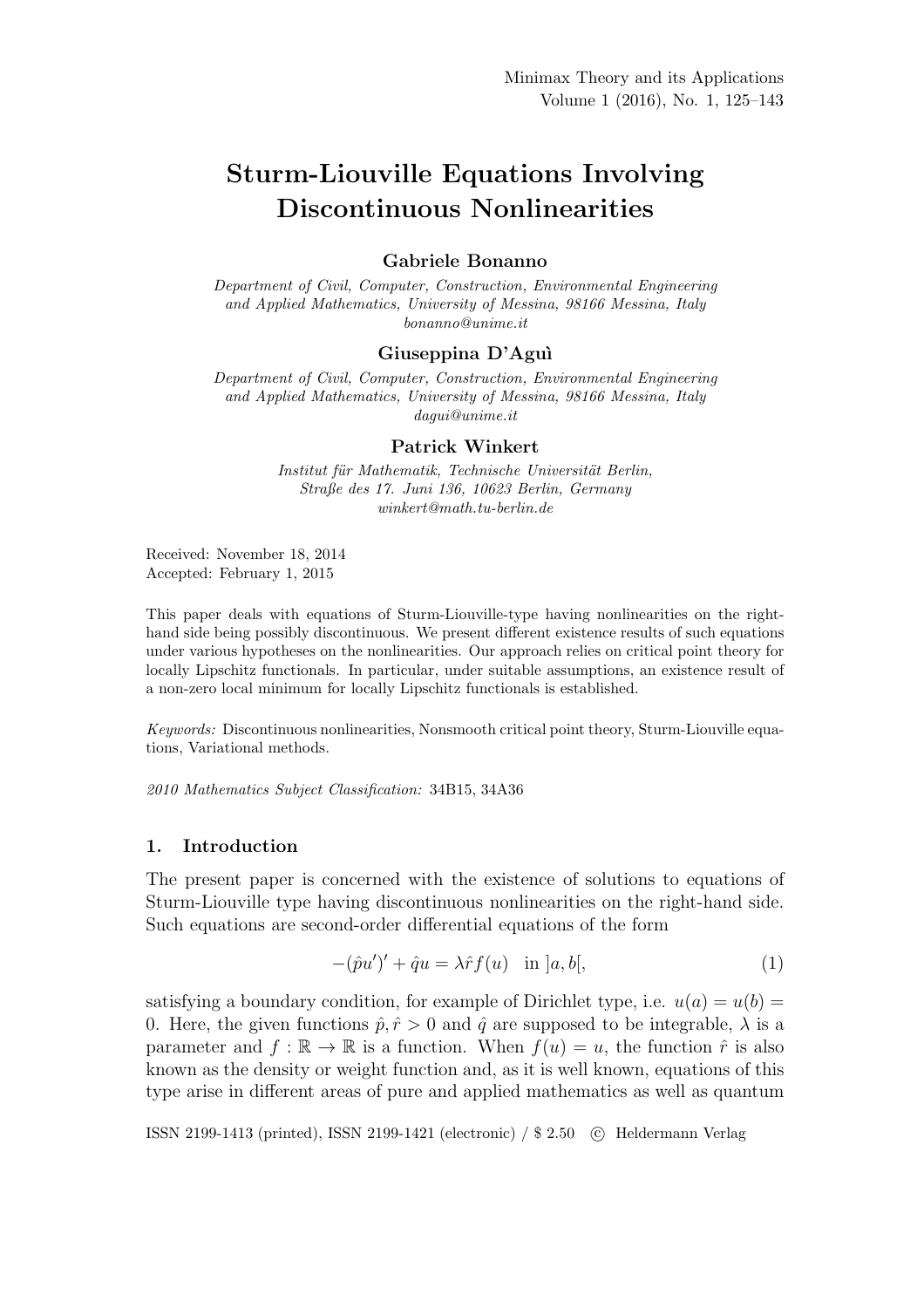# Sturm-Liouville Equations Involving Discontinuous Nonlinearities

**Gabriele Bonanno**

*Department of Civil, Computer, Construction, Environmental Engineering and Applied Mathematics, University of Messina, 98166 Messina, Italy*
*bonanno@unime.it*

**Giuseppina D'Aguì**

*Department of Civil, Computer, Construction, Environmental Engineering and Applied Mathematics, University of Messina, 98166 Messina, Italy*
*dagui@unime.it*

**Patrick Winkert**

*Institut für Mathematik, Technische Universität Berlin, Straße des 17. Juni 136, 10623 Berlin, Germany*
*winkert@math.tu-berlin.de*

Received: November 18, 2014
Accepted: February 1, 2015

This paper deals with equations of Sturm-Liouville-type having nonlinearities on the right-hand side being possibly discontinuous. We present different existence results of such equations under various hypotheses on the nonlinearities. Our approach relies on critical point theory for locally Lipschitz functionals. In particular, under suitable assumptions, an existence result of a non-zero local minimum for locally Lipschitz functionals is established.

*Keywords:* Discontinuous nonlinearities, Nonsmooth critical point theory, Sturm-Liouville equations, Variational methods.

*2010 Mathematics Subject Classification:* 34B15, 34A36

## 1. Introduction

The present paper is concerned with the existence of solutions to equations of Sturm-Liouville type having discontinuous nonlinearities on the right-hand side. Such equations are second-order differential equations of the form

$$-(\hat{p}u')' + \hat{q}u = \lambda \hat{r} f(u) \quad \text{in } ]a,b[, \tag{1}$$

satisfying a boundary condition, for example of Dirichlet type, i.e. $u(a) = u(b) = 0$. Here, the given functions $\hat{p}, \hat{r} > 0$ and $\hat{q}$ are supposed to be integrable, $\lambda$ is a parameter and $f : \mathbb{R} \to \mathbb{R}$ is a function. When $f(u) = u$, the function $\hat{r}$ is also known as the density or weight function and, as it is well known, equations of this type arise in different areas of pure and applied mathematics as well as quantum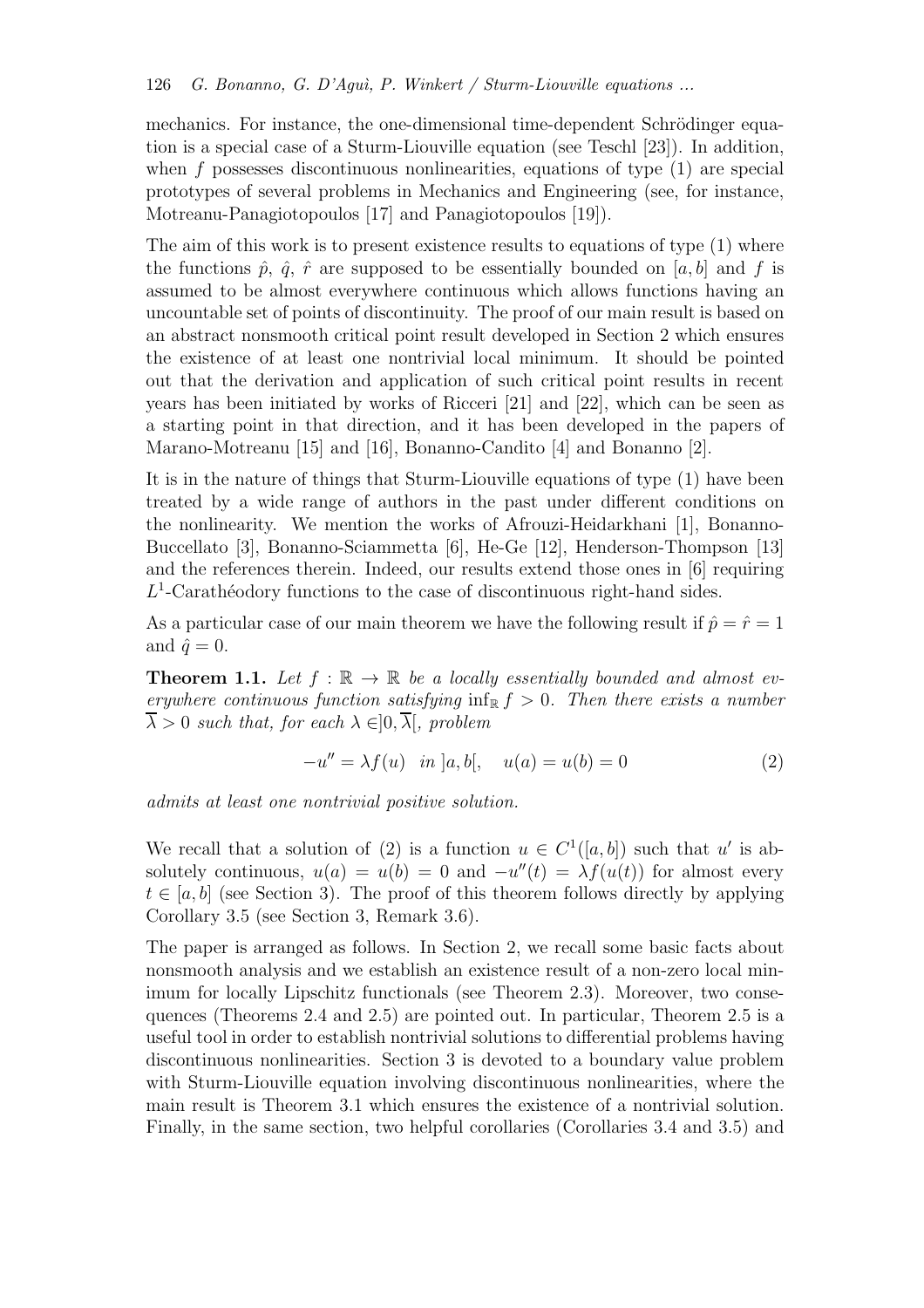mechanics. For instance, the one-dimensional time-dependent Schrödinger equation is a special case of a Sturm-Liouville equation (see Teschl [23]). In addition, when $f$ possesses discontinuous nonlinearities, equations of type (1) are special prototypes of several problems in Mechanics and Engineering (see, for instance, Motreanu-Panagiotopoulos [17] and Panagiotopoulos [19]).

The aim of this work is to present existence results to equations of type (1) where the functions $\hat{p}$, $\hat{q}$, $\hat{r}$ are supposed to be essentially bounded on $[a, b]$ and $f$ is assumed to be almost everywhere continuous which allows functions having an uncountable set of points of discontinuity. The proof of our main result is based on an abstract nonsmooth critical point result developed in Section 2 which ensures the existence of at least one nontrivial local minimum. It should be pointed out that the derivation and application of such critical point results in recent years has been initiated by works of Ricceri [21] and [22], which can be seen as a starting point in that direction, and it has been developed in the papers of Marano-Motreanu [15] and [16], Bonanno-Candito [4] and Bonanno [2].

It is in the nature of things that Sturm-Liouville equations of type (1) have been treated by a wide range of authors in the past under different conditions on the nonlinearity. We mention the works of Afrouzi-Heidarkhani [1], Bonanno-Buccellato [3], Bonanno-Sciammetta [6], He-Ge [12], Henderson-Thompson [13] and the references therein. Indeed, our results extend those ones in [6] requiring $L^1$-Carathéodory functions to the case of discontinuous right-hand sides.

As a particular case of our main theorem we have the following result if $\hat{p} = \hat{r} = 1$ and $\hat{q} = 0$.

**Theorem 1.1.** *Let $f : \mathbb{R} \to \mathbb{R}$ be a locally essentially bounded and almost everywhere continuous function satisfying $\inf_{\mathbb{R}} f > 0$. Then there exists a number $\overline{\lambda} > 0$ such that, for each $\lambda \in ]0, \overline{\lambda}[$, problem*

$$-u'' = \lambda f(u) \quad in\ ]a, b[, \quad u(a) = u(b) = 0 \tag{2}$$

*admits at least one nontrivial positive solution.*

We recall that a solution of (2) is a function $u \in C^1([a, b])$ such that $u'$ is absolutely continuous, $u(a) = u(b) = 0$ and $-u''(t) = \lambda f(u(t))$ for almost every $t \in [a, b]$ (see Section 3). The proof of this theorem follows directly by applying Corollary 3.5 (see Section 3, Remark 3.6).

The paper is arranged as follows. In Section 2, we recall some basic facts about nonsmooth analysis and we establish an existence result of a non-zero local minimum for locally Lipschitz functionals (see Theorem 2.3). Moreover, two consequences (Theorems 2.4 and 2.5) are pointed out. In particular, Theorem 2.5 is a useful tool in order to establish nontrivial solutions to differential problems having discontinuous nonlinearities. Section 3 is devoted to a boundary value problem with Sturm-Liouville equation involving discontinuous nonlinearities, where the main result is Theorem 3.1 which ensures the existence of a nontrivial solution. Finally, in the same section, two helpful corollaries (Corollaries 3.4 and 3.5) and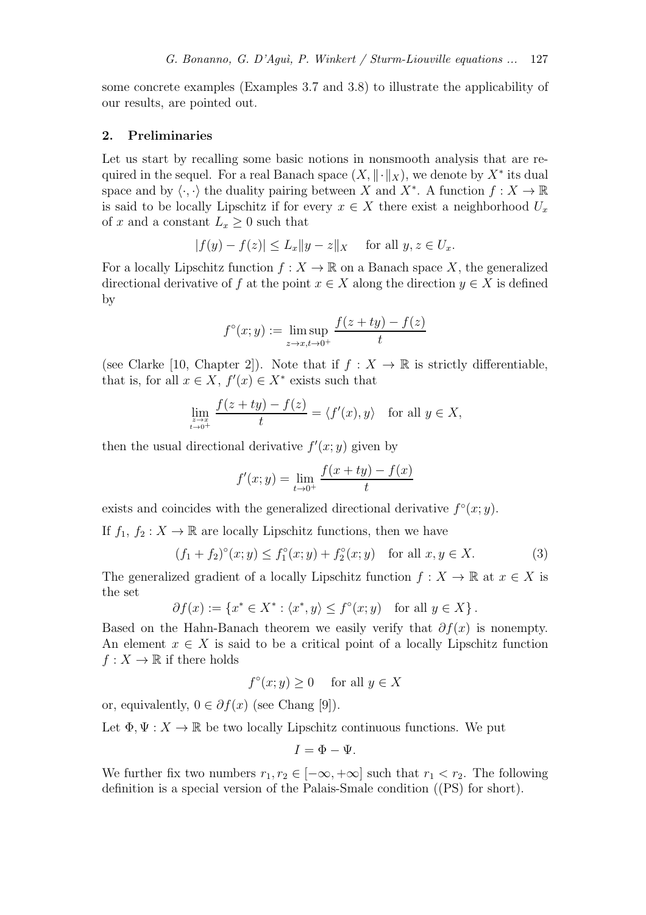some concrete examples (Examples 3.7 and 3.8) to illustrate the applicability of our results, are pointed out.

## 2. Preliminaries

Let us start by recalling some basic notions in nonsmooth analysis that are required in the sequel. For a real Banach space $(X, \|\cdot\|_X)$, we denote by $X^*$ its dual space and by $\langle \cdot, \cdot \rangle$ the duality pairing between $X$ and $X^*$. A function $f : X \to \mathbb{R}$ is said to be locally Lipschitz if for every $x \in X$ there exist a neighborhood $U_x$ of $x$ and a constant $L_x \geq 0$ such that

$$|f(y) - f(z)| \leq L_x \|y - z\|_X \quad \text{for all } y, z \in U_x.$$

For a locally Lipschitz function $f : X \to \mathbb{R}$ on a Banach space $X$, the generalized directional derivative of $f$ at the point $x \in X$ along the direction $y \in X$ is defined by

$$f^\circ(x; y) := \limsup_{z \to x, t \to 0^+} \frac{f(z + ty) - f(z)}{t}$$

(see Clarke [10, Chapter 2]). Note that if $f : X \to \mathbb{R}$ is strictly differentiable, that is, for all $x \in X$, $f'(x) \in X^*$ exists such that

$$\lim_{\substack{z \to x \\ t \to 0^+}} \frac{f(z + ty) - f(z)}{t} = \langle f'(x), y \rangle \quad \text{for all } y \in X,$$

then the usual directional derivative $f'(x; y)$ given by

$$f'(x; y) = \lim_{t \to 0^+} \frac{f(x + ty) - f(x)}{t}$$

exists and coincides with the generalized directional derivative $f^\circ(x; y)$.

If $f_1, f_2 : X \to \mathbb{R}$ are locally Lipschitz functions, then we have

$$(f_1 + f_2)^\circ(x; y) \leq f_1^\circ(x; y) + f_2^\circ(x; y) \quad \text{for all } x, y \in X. \tag{3}$$

The generalized gradient of a locally Lipschitz function $f : X \to \mathbb{R}$ at $x \in X$ is the set

$$\partial f(x) := \{x^* \in X^* : \langle x^*, y \rangle \leq f^\circ(x; y) \quad \text{for all } y \in X\}.$$

Based on the Hahn-Banach theorem we easily verify that $\partial f(x)$ is nonempty. An element $x \in X$ is said to be a critical point of a locally Lipschitz function $f : X \to \mathbb{R}$ if there holds

$$f^\circ(x; y) \geq 0 \quad \text{for all } y \in X$$

or, equivalently, $0 \in \partial f(x)$ (see Chang [9]).

Let $\Phi, \Psi : X \to \mathbb{R}$ be two locally Lipschitz continuous functions. We put

$$I = \Phi - \Psi.$$

We further fix two numbers $r_1, r_2 \in [-\infty, +\infty]$ such that $r_1 < r_2$. The following definition is a special version of the Palais-Smale condition ((PS) for short).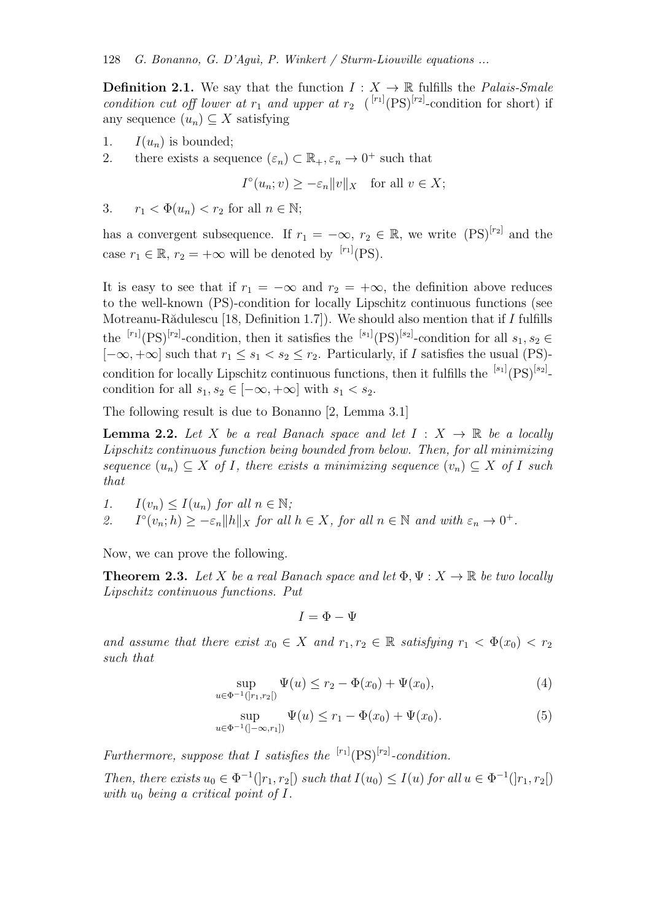**Definition 2.1.** We say that the function $I : X \to \mathbb{R}$ fulfills the *Palais-Smale condition cut off lower at $r_1$ and upper at $r_2$* ( ${}^{[r_1]}(\mathrm{PS})^{[r_2]}$-condition for short) if any sequence $(u_n) \subseteq X$ satisfying

1. $I(u_n)$ is bounded;
2. there exists a sequence $(\varepsilon_n) \subset \mathbb{R}_+, \varepsilon_n \to 0^+$ such that

$$I^\circ(u_n; v) \geq -\varepsilon_n \|v\|_X \quad \text{for all } v \in X;$$

3. $r_1 < \Phi(u_n) < r_2$ for all $n \in \mathbb{N}$;

has a convergent subsequence. If $r_1 = -\infty$, $r_2 \in \mathbb{R}$, we write $(\mathrm{PS})^{[r_2]}$ and the case $r_1 \in \mathbb{R}$, $r_2 = +\infty$ will be denoted by ${}^{[r_1]}(\mathrm{PS})$.

It is easy to see that if $r_1 = -\infty$ and $r_2 = +\infty$, the definition above reduces to the well-known (PS)-condition for locally Lipschitz continuous functions (see Motreanu-Rădulescu [18, Definition 1.7]). We should also mention that if $I$ fulfills the ${}^{[r_1]}(\mathrm{PS})^{[r_2]}$-condition, then it satisfies the ${}^{[s_1]}(\mathrm{PS})^{[s_2]}$-condition for all $s_1, s_2 \in [-\infty, +\infty]$ such that $r_1 \leq s_1 < s_2 \leq r_2$. Particularly, if $I$ satisfies the usual (PS)-condition for locally Lipschitz continuous functions, then it fulfills the ${}^{[s_1]}(\mathrm{PS})^{[s_2]}$-condition for all $s_1, s_2 \in [-\infty, +\infty]$ with $s_1 < s_2$.

The following result is due to Bonanno [2, Lemma 3.1]

**Lemma 2.2.** *Let $X$ be a real Banach space and let $I : X \to \mathbb{R}$ be a locally Lipschitz continuous function being bounded from below. Then, for all minimizing sequence $(u_n) \subseteq X$ of $I$, there exists a minimizing sequence $(v_n) \subseteq X$ of $I$ such that*

1. $I(v_n) \leq I(u_n)$ *for all* $n \in \mathbb{N}$;
2. $I^\circ(v_n; h) \geq -\varepsilon_n \|h\|_X$ *for all* $h \in X$, *for all* $n \in \mathbb{N}$ *and with* $\varepsilon_n \to 0^+$.

Now, we can prove the following.

**Theorem 2.3.** *Let $X$ be a real Banach space and let $\Phi, \Psi : X \to \mathbb{R}$ be two locally Lipschitz continuous functions. Put*

$$I = \Phi - \Psi$$

*and assume that there exist $x_0 \in X$ and $r_1, r_2 \in \mathbb{R}$ satisfying $r_1 < \Phi(x_0) < r_2$ such that*

$$\sup_{u \in \Phi^{-1}(]r_1, r_2[)} \Psi(u) \leq r_2 - \Phi(x_0) + \Psi(x_0), \tag{4}$$

$$\sup_{u \in \Phi^{-1}(]-\infty, r_1])} \Psi(u) \leq r_1 - \Phi(x_0) + \Psi(x_0). \tag{5}$$

*Furthermore, suppose that $I$ satisfies the ${}^{[r_1]}(\mathrm{PS})^{[r_2]}$-condition.*

*Then, there exists $u_0 \in \Phi^{-1}(]r_1, r_2[)$ such that $I(u_0) \leq I(u)$ for all $u \in \Phi^{-1}(]r_1, r_2[)$ with $u_0$ being a critical point of $I$.*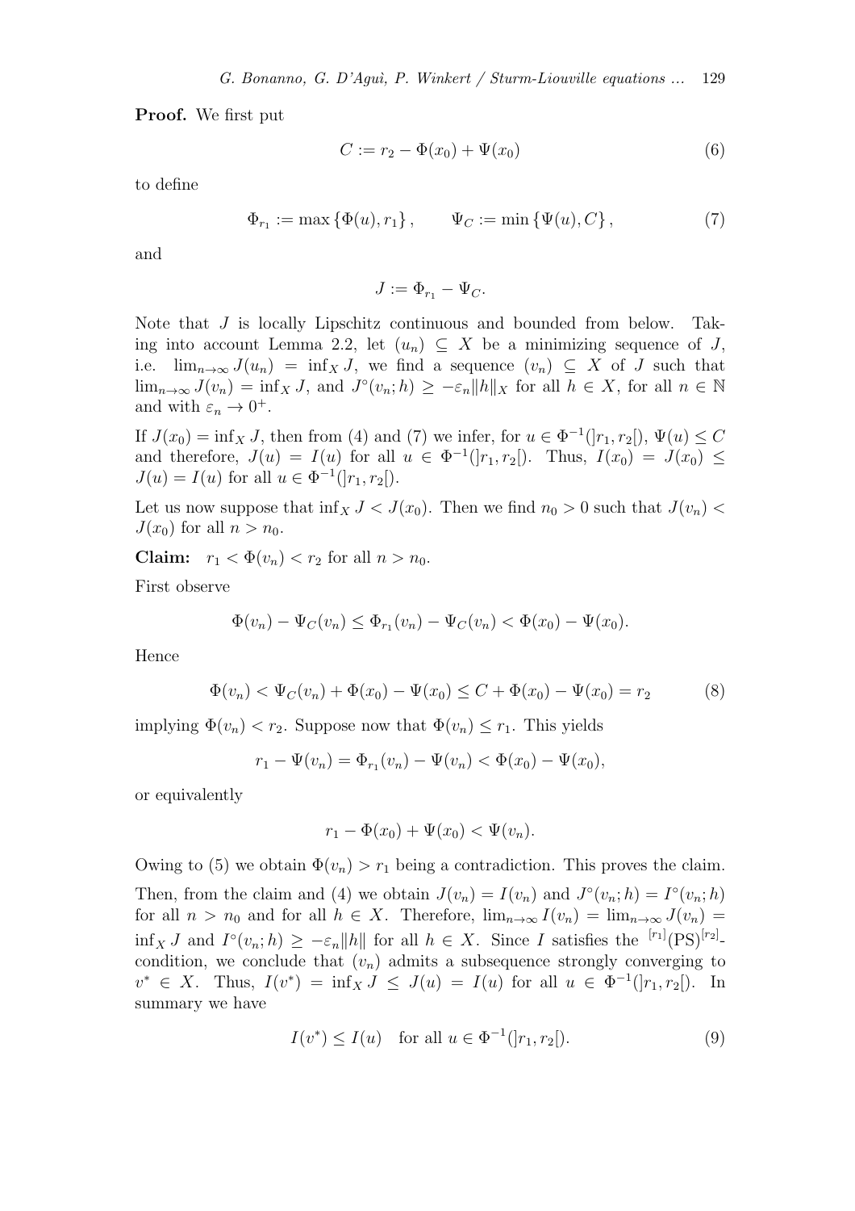**Proof.** We first put

$$C := r_2 - \Phi(x_0) + \Psi(x_0) \tag{6}$$

to define

$$\Phi_{r_1} := \max\{\Phi(u), r_1\}, \qquad \Psi_C := \min\{\Psi(u), C\}, \tag{7}$$

and

$$J := \Phi_{r_1} - \Psi_C.$$

Note that $J$ is locally Lipschitz continuous and bounded from below. Taking into account Lemma 2.2, let $(u_n) \subseteq X$ be a minimizing sequence of $J$, i.e. $\lim_{n\to\infty} J(u_n) = \inf_X J$, we find a sequence $(v_n) \subseteq X$ of $J$ such that $\lim_{n\to\infty} J(v_n) = \inf_X J$, and $J^\circ(v_n; h) \geq -\varepsilon_n \|h\|_X$ for all $h \in X$, for all $n \in \mathbb{N}$ and with $\varepsilon_n \to 0^+$.

If $J(x_0) = \inf_X J$, then from (4) and (7) we infer, for $u \in \Phi^{-1}(]r_1, r_2[)$, $\Psi(u) \leq C$ and therefore, $J(u) = I(u)$ for all $u \in \Phi^{-1}(]r_1, r_2[)$. Thus, $I(x_0) = J(x_0) \leq J(u) = I(u)$ for all $u \in \Phi^{-1}(]r_1, r_2[)$.

Let us now suppose that $\inf_X J < J(x_0)$. Then we find $n_0 > 0$ such that $J(v_n) < J(x_0)$ for all $n > n_0$.

**Claim:** $r_1 < \Phi(v_n) < r_2$ for all $n > n_0$.

First observe

$$\Phi(v_n) - \Psi_C(v_n) \leq \Phi_{r_1}(v_n) - \Psi_C(v_n) < \Phi(x_0) - \Psi(x_0).$$

Hence

$$\Phi(v_n) < \Psi_C(v_n) + \Phi(x_0) - \Psi(x_0) \leq C + \Phi(x_0) - \Psi(x_0) = r_2 \tag{8}$$

implying $\Phi(v_n) < r_2$. Suppose now that $\Phi(v_n) \leq r_1$. This yields

$$r_1 - \Psi(v_n) = \Phi_{r_1}(v_n) - \Psi(v_n) < \Phi(x_0) - \Psi(x_0),$$

or equivalently

$$r_1 - \Phi(x_0) + \Psi(x_0) < \Psi(v_n).$$

Owing to (5) we obtain $\Phi(v_n) > r_1$ being a contradiction. This proves the claim.

Then, from the claim and (4) we obtain $J(v_n) = I(v_n)$ and $J^\circ(v_n; h) = I^\circ(v_n; h)$ for all $n > n_0$ and for all $h \in X$. Therefore, $\lim_{n\to\infty} I(v_n) = \lim_{n\to\infty} J(v_n) = \inf_X J$ and $I^\circ(v_n; h) \geq -\varepsilon_n \|h\|$ for all $h \in X$. Since $I$ satisfies the ${}^{[r_1]}(\mathrm{PS})^{[r_2]}$-condition, we conclude that $(v_n)$ admits a subsequence strongly converging to $v^* \in X$. Thus, $I(v^*) = \inf_X J \leq J(u) = I(u)$ for all $u \in \Phi^{-1}(]r_1, r_2[)$. In summary we have

$$I(v^*) \leq I(u) \quad \text{for all } u \in \Phi^{-1}(]r_1, r_2[). \tag{9}$$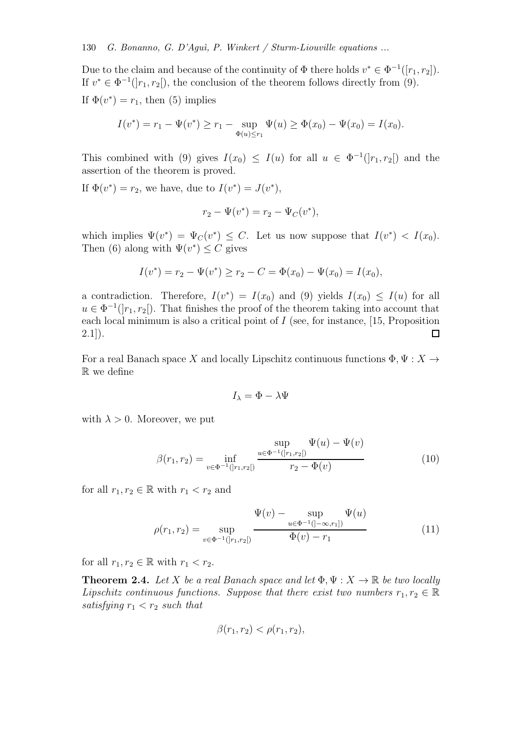Due to the claim and because of the continuity of $\Phi$ there holds $v^* \in \Phi^{-1}([r_1, r_2])$. If $v^* \in \Phi^{-1}(]r_1, r_2[)$, the conclusion of the theorem follows directly from (9).

If $\Phi(v^*) = r_1$, then (5) implies

$$I(v^*) = r_1 - \Psi(v^*) \geq r_1 - \sup_{\Phi(u) \leq r_1} \Psi(u) \geq \Phi(x_0) - \Psi(x_0) = I(x_0).$$

This combined with (9) gives $I(x_0) \leq I(u)$ for all $u \in \Phi^{-1}(]r_1, r_2[)$ and the assertion of the theorem is proved.

If $\Phi(v^*) = r_2$, we have, due to $I(v^*) = J(v^*)$,

$$r_2 - \Psi(v^*) = r_2 - \Psi_C(v^*),$$

which implies $\Psi(v^*) = \Psi_C(v^*) \leq C$. Let us now suppose that $I(v^*) < I(x_0)$. Then (6) along with $\Psi(v^*) \leq C$ gives

$$I(v^*) = r_2 - \Psi(v^*) \geq r_2 - C = \Phi(x_0) - \Psi(x_0) = I(x_0),$$

a contradiction. Therefore, $I(v^*) = I(x_0)$ and (9) yields $I(x_0) \leq I(u)$ for all $u \in \Phi^{-1}(]r_1, r_2[)$. That finishes the proof of the theorem taking into account that each local minimum is also a critical point of $I$ (see, for instance, [15, Proposition 2.1]). $\square$

For a real Banach space $X$ and locally Lipschitz continuous functions $\Phi, \Psi : X \to \mathbb{R}$ we define

$$I_\lambda = \Phi - \lambda \Psi$$

with $\lambda > 0$. Moreover, we put

$$\beta(r_1, r_2) = \inf_{v \in \Phi^{-1}(]r_1, r_2[)} \frac{\sup\limits_{u \in \Phi^{-1}(]r_1, r_2[)} \Psi(u) - \Psi(v)}{r_2 - \Phi(v)} \tag{10}$$

for all $r_1, r_2 \in \mathbb{R}$ with $r_1 < r_2$ and

$$\rho(r_1, r_2) = \sup_{v \in \Phi^{-1}(]r_1, r_2[)} \frac{\Psi(v) - \sup\limits_{u \in \Phi^{-1}(]-\infty, r_1])} \Psi(u)}{\Phi(v) - r_1} \tag{11}$$

for all $r_1, r_2 \in \mathbb{R}$ with $r_1 < r_2$.

**Theorem 2.4.** *Let $X$ be a real Banach space and let $\Phi, \Psi : X \to \mathbb{R}$ be two locally Lipschitz continuous functions. Suppose that there exist two numbers $r_1, r_2 \in \mathbb{R}$ satisfying $r_1 < r_2$ such that*

$$\beta(r_1, r_2) < \rho(r_1, r_2),$$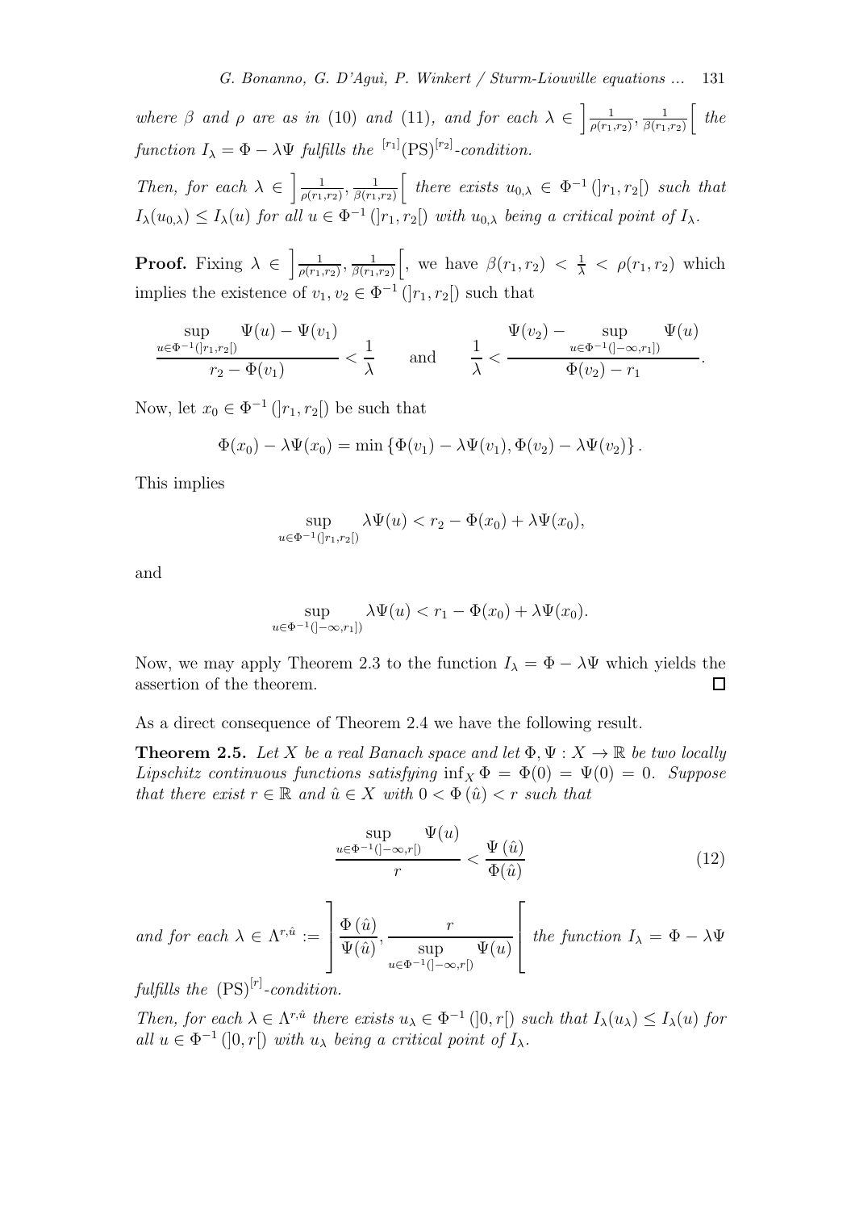*where $\beta$ and $\rho$ are as in (10) and (11), and for each $\lambda \in \left]\frac{1}{\rho(r_1,r_2)}, \frac{1}{\beta(r_1,r_2)}\right[$ the function $I_\lambda = \Phi - \lambda\Psi$ fulfills the ${}^{[r_1]}(\mathrm{PS})^{[r_2]}$-condition.*

*Then, for each $\lambda \in \left]\frac{1}{\rho(r_1,r_2)}, \frac{1}{\beta(r_1,r_2)}\right[$ there exists $u_{0,\lambda} \in \Phi^{-1}(]r_1, r_2[)$ such that $I_\lambda(u_{0,\lambda}) \le I_\lambda(u)$ for all $u \in \Phi^{-1}(]r_1, r_2[)$ with $u_{0,\lambda}$ being a critical point of $I_\lambda$.*

**Proof.** Fixing $\lambda \in \left]\frac{1}{\rho(r_1,r_2)}, \frac{1}{\beta(r_1,r_2)}\right[$, we have $\beta(r_1, r_2) < \frac{1}{\lambda} < \rho(r_1, r_2)$ which implies the existence of $v_1, v_2 \in \Phi^{-1}(]r_1, r_2[)$ such that

$$\frac{\sup\limits_{u\in\Phi^{-1}(]r_1,r_2[)} \Psi(u) - \Psi(v_1)}{r_2 - \Phi(v_1)} < \frac{1}{\lambda} \qquad \text{and} \qquad \frac{1}{\lambda} < \frac{\Psi(v_2) - \sup\limits_{u\in\Phi^{-1}(]-\infty,r_1])} \Psi(u)}{\Phi(v_2) - r_1}.$$

Now, let $x_0 \in \Phi^{-1}(]r_1, r_2[)$ be such that

$$\Phi(x_0) - \lambda\Psi(x_0) = \min\left\{\Phi(v_1) - \lambda\Psi(v_1), \Phi(v_2) - \lambda\Psi(v_2)\right\}.$$

This implies

$$\sup_{u\in\Phi^{-1}(]r_1,r_2[)} \lambda\Psi(u) < r_2 - \Phi(x_0) + \lambda\Psi(x_0),$$

and

$$\sup_{u\in\Phi^{-1}(]-\infty,r_1])} \lambda\Psi(u) < r_1 - \Phi(x_0) + \lambda\Psi(x_0).$$

Now, we may apply Theorem 2.3 to the function $I_\lambda = \Phi - \lambda\Psi$ which yields the assertion of the theorem. $\square$

As a direct consequence of Theorem 2.4 we have the following result.

**Theorem 2.5.** *Let $X$ be a real Banach space and let $\Phi, \Psi : X \to \mathbb{R}$ be two locally Lipschitz continuous functions satisfying $\inf_X \Phi = \Phi(0) = \Psi(0) = 0$. Suppose that there exist $r \in \mathbb{R}$ and $\hat{u} \in X$ with $0 < \Phi(\hat{u}) < r$ such that*

$$\frac{\sup\limits_{u\in\Phi^{-1}(]-\infty,r[)} \Psi(u)}{r} < \frac{\Psi(\hat{u})}{\Phi(\hat{u})} \tag{12}$$

*and for each $\lambda \in \Lambda^{r,\hat{u}} := \left]\dfrac{\Phi(\hat{u})}{\Psi(\hat{u})}, \dfrac{r}{\sup\limits_{u\in\Phi^{-1}(]-\infty,r[)} \Psi(u)}\right[$ the function $I_\lambda = \Phi - \lambda\Psi$ fulfills the $(\mathrm{PS})^{[r]}$-condition.*

*Then, for each $\lambda \in \Lambda^{r,\hat{u}}$ there exists $u_\lambda \in \Phi^{-1}(]0, r[)$ such that $I_\lambda(u_\lambda) \le I_\lambda(u)$ for all $u \in \Phi^{-1}(]0, r[)$ with $u_\lambda$ being a critical point of $I_\lambda$.*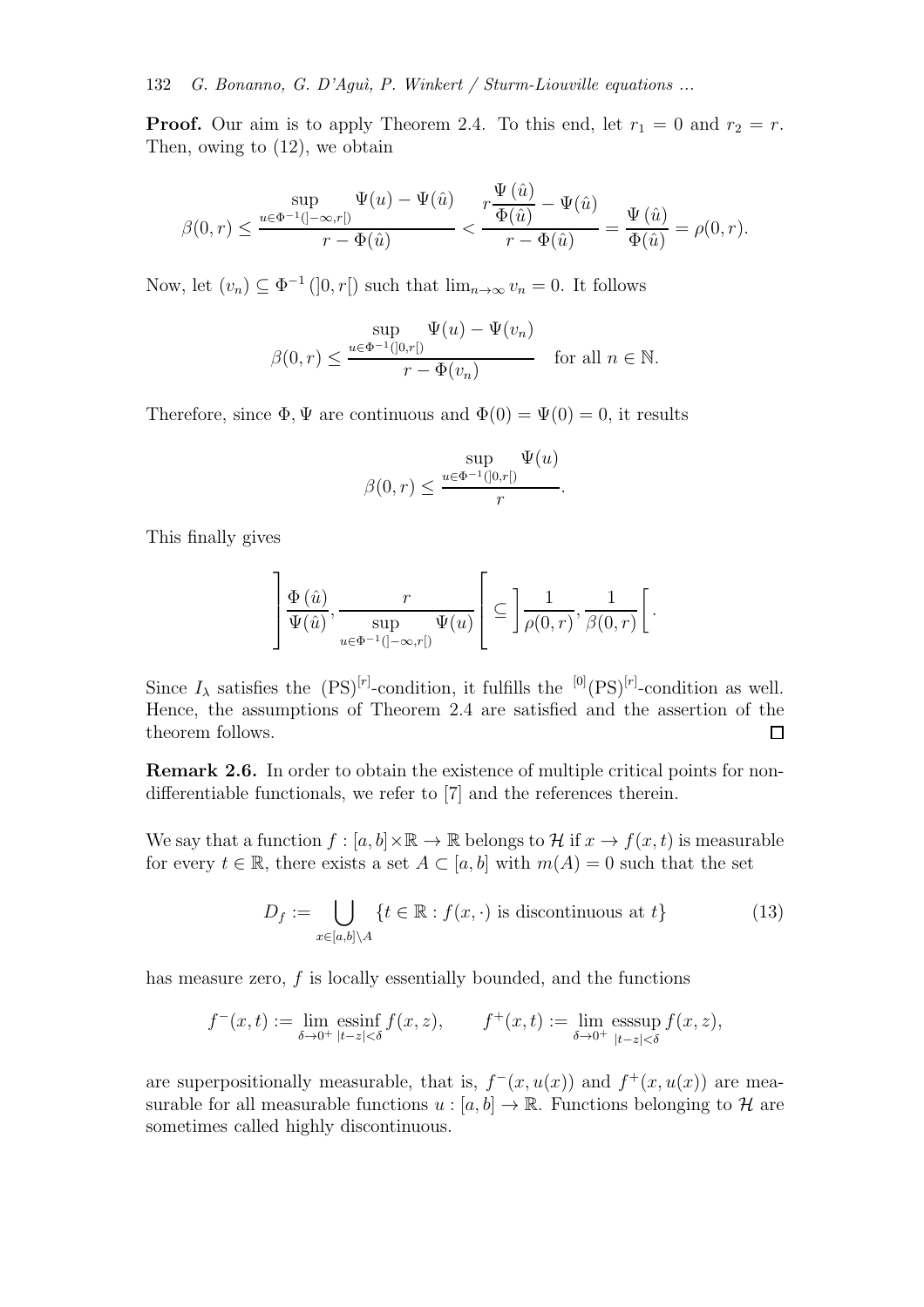**Proof.** Our aim is to apply Theorem 2.4. To this end, let $r_1 = 0$ and $r_2 = r$. Then, owing to (12), we obtain

$$\beta(0,r) \leq \frac{\sup\limits_{u\in\Phi^{-1}(]-\infty,r[)} \Psi(u) - \Psi(\hat{u})}{r - \Phi(\hat{u})} < \frac{r\dfrac{\Psi(\hat{u})}{\Phi(\hat{u})} - \Psi(\hat{u})}{r - \Phi(\hat{u})} = \frac{\Psi(\hat{u})}{\Phi(\hat{u})} = \rho(0,r).$$

Now, let $(v_n) \subseteq \Phi^{-1}(]0,r[)$ such that $\lim_{n\to\infty} v_n = 0$. It follows

$$\beta(0,r) \leq \frac{\sup\limits_{u\in\Phi^{-1}(]0,r[)} \Psi(u) - \Psi(v_n)}{r - \Phi(v_n)} \quad \text{for all } n \in \mathbb{N}.$$

Therefore, since $\Phi, \Psi$ are continuous and $\Phi(0) = \Psi(0) = 0$, it results

$$\beta(0,r) \leq \frac{\sup\limits_{u\in\Phi^{-1}(]0,r[)} \Psi(u)}{r}.$$

This finally gives

$$\left]\frac{\Phi(\hat{u})}{\Psi(\hat{u})}, \frac{r}{\sup\limits_{u\in\Phi^{-1}(]-\infty,r[)} \Psi(u)}\right[ \subseteq \left]\frac{1}{\rho(0,r)}, \frac{1}{\beta(0,r)}\right[.$$

Since $I_\lambda$ satisfies the $(\mathrm{PS})^{[r]}$-condition, it fulfills the ${}^{[0]}(\mathrm{PS})^{[r]}$-condition as well. Hence, the assumptions of Theorem 2.4 are satisfied and the assertion of the theorem follows. □

**Remark 2.6.** In order to obtain the existence of multiple critical points for non-differentiable functionals, we refer to [7] and the references therein.

We say that a function $f : [a,b]\times\mathbb{R} \to \mathbb{R}$ belongs to $\mathcal{H}$ if $x \to f(x,t)$ is measurable for every $t \in \mathbb{R}$, there exists a set $A \subset [a,b]$ with $m(A) = 0$ such that the set

$$D_f := \bigcup_{x\in[a,b]\setminus A} \{t \in \mathbb{R} : f(x,\cdot) \text{ is discontinuous at } t\} \tag{13}$$

has measure zero, $f$ is locally essentially bounded, and the functions

$$f^-(x,t) := \lim_{\delta\to 0^+} \operatorname*{essinf}_{|t-z|<\delta} f(x,z), \qquad f^+(x,t) := \lim_{\delta\to 0^+} \operatorname*{esssup}_{|t-z|<\delta} f(x,z),$$

are superpositionally measurable, that is, $f^-(x,u(x))$ and $f^+(x,u(x))$ are measurable for all measurable functions $u : [a,b] \to \mathbb{R}$. Functions belonging to $\mathcal{H}$ are sometimes called highly discontinuous.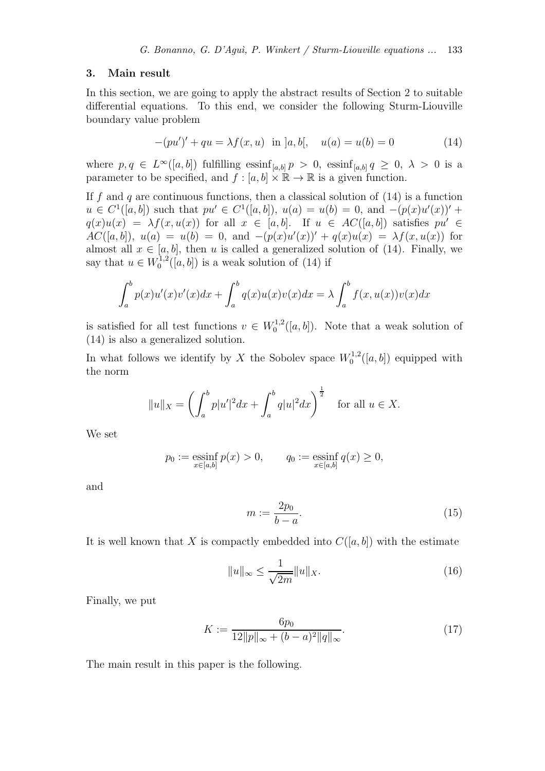## 3. Main result

In this section, we are going to apply the abstract results of Section 2 to suitable differential equations. To this end, we consider the following Sturm-Liouville boundary value problem

$$
-(pu')' + qu = \lambda f(x,u) \quad \text{in } ]a,b[, \quad u(a) = u(b) = 0 \tag{14}
$$

where $p, q \in L^\infty([a,b])$ fulfilling $\operatorname{essinf}_{[a,b]} p > 0$, $\operatorname{essinf}_{[a,b]} q \geq 0$, $\lambda > 0$ is a parameter to be specified, and $f : [a,b] \times \mathbb{R} \to \mathbb{R}$ is a given function.

If $f$ and $q$ are continuous functions, then a classical solution of (14) is a function $u \in C^1([a,b])$ such that $pu' \in C^1([a,b])$, $u(a) = u(b) = 0$, and $-(p(x)u'(x))' + q(x)u(x) = \lambda f(x,u(x))$ for all $x \in [a,b]$. If $u \in AC([a,b])$ satisfies $pu' \in AC([a,b])$, $u(a) = u(b) = 0$, and $-(p(x)u'(x))' + q(x)u(x) = \lambda f(x,u(x))$ for almost all $x \in [a,b]$, then $u$ is called a generalized solution of (14). Finally, we say that $u \in W_0^{1,2}([a,b])$ is a weak solution of (14) if

$$
\int_a^b p(x)u'(x)v'(x)dx + \int_a^b q(x)u(x)v(x)dx = \lambda \int_a^b f(x,u(x))v(x)dx
$$

is satisfied for all test functions $v \in W_0^{1,2}([a,b])$. Note that a weak solution of (14) is also a generalized solution.

In what follows we identify by $X$ the Sobolev space $W_0^{1,2}([a,b])$ equipped with the norm

$$
\|u\|_X = \left( \int_a^b p|u'|^2 dx + \int_a^b q|u|^2 dx \right)^{\frac{1}{2}} \quad \text{for all } u \in X.
$$

We set

$$
p_0 := \operatorname*{essinf}_{x \in [a,b]} p(x) > 0, \qquad q_0 := \operatorname*{essinf}_{x \in [a,b]} q(x) \geq 0,
$$

and

$$
m := \frac{2p_0}{b-a}. \tag{15}
$$

It is well known that $X$ is compactly embedded into $C([a,b])$ with the estimate

$$
\|u\|_\infty \leq \frac{1}{\sqrt{2m}} \|u\|_X. \tag{16}
$$

Finally, we put

$$
K := \frac{6p_0}{12\|p\|_\infty + (b-a)^2 \|q\|_\infty}. \tag{17}
$$

The main result in this paper is the following.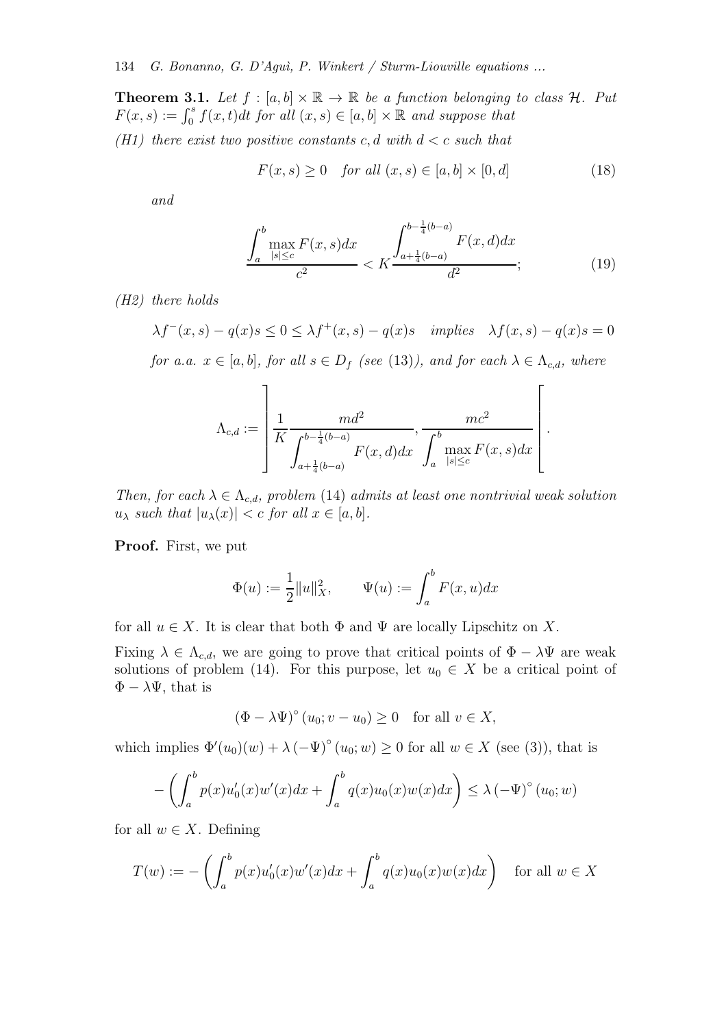**Theorem 3.1.** *Let $f : [a,b] \times \mathbb{R} \to \mathbb{R}$ be a function belonging to class $\mathcal{H}$. Put $F(x,s) := \int_0^s f(x,t)dt$ for all $(x,s) \in [a,b] \times \mathbb{R}$ and suppose that*

*(H1) there exist two positive constants $c, d$ with $d < c$ such that*

$$F(x,s) \geq 0 \quad \text{for all } (x,s) \in [a,b] \times [0,d] \tag{18}$$

*and*

$$\frac{\displaystyle\int_a^b \max_{|s|\leq c} F(x,s)dx}{c^2} < K \frac{\displaystyle\int_{a+\frac{1}{4}(b-a)}^{b-\frac{1}{4}(b-a)} F(x,d)dx}{d^2}; \tag{19}$$

*(H2) there holds*

$$\lambda f^-(x,s) - q(x)s \leq 0 \leq \lambda f^+(x,s) - q(x)s \quad \text{implies} \quad \lambda f(x,s) - q(x)s = 0$$

*for a.a. $x \in [a,b]$, for all $s \in D_f$ (see (13)), and for each $\lambda \in \Lambda_{c,d}$, where*

$$\Lambda_{c,d} := \left] \frac{1}{K} \frac{md^2}{\displaystyle\int_{a+\frac{1}{4}(b-a)}^{b-\frac{1}{4}(b-a)} F(x,d)dx}, \frac{mc^2}{\displaystyle\int_a^b \max_{|s|\leq c} F(x,s)dx} \right[.$$

*Then, for each $\lambda \in \Lambda_{c,d}$, problem (14) admits at least one nontrivial weak solution $u_\lambda$ such that $|u_\lambda(x)| < c$ for all $x \in [a,b]$.*

**Proof.** First, we put

$$\Phi(u) := \frac{1}{2}\|u\|_X^2, \qquad \Psi(u) := \int_a^b F(x,u)dx$$

for all $u \in X$. It is clear that both $\Phi$ and $\Psi$ are locally Lipschitz on $X$.

Fixing $\lambda \in \Lambda_{c,d}$, we are going to prove that critical points of $\Phi - \lambda\Psi$ are weak solutions of problem (14). For this purpose, let $u_0 \in X$ be a critical point of $\Phi - \lambda\Psi$, that is

$$(\Phi - \lambda\Psi)^\circ (u_0; v - u_0) \geq 0 \quad \text{for all } v \in X,$$

which implies $\Phi'(u_0)(w) + \lambda (-\Psi)^\circ (u_0; w) \geq 0$ for all $w \in X$ (see (3)), that is

$$-\left(\int_a^b p(x)u_0'(x)w'(x)dx + \int_a^b q(x)u_0(x)w(x)dx\right) \leq \lambda (-\Psi)^\circ (u_0; w)$$

for all $w \in X$. Defining

$$T(w) := -\left(\int_a^b p(x)u_0'(x)w'(x)dx + \int_a^b q(x)u_0(x)w(x)dx\right) \quad \text{for all } w \in X$$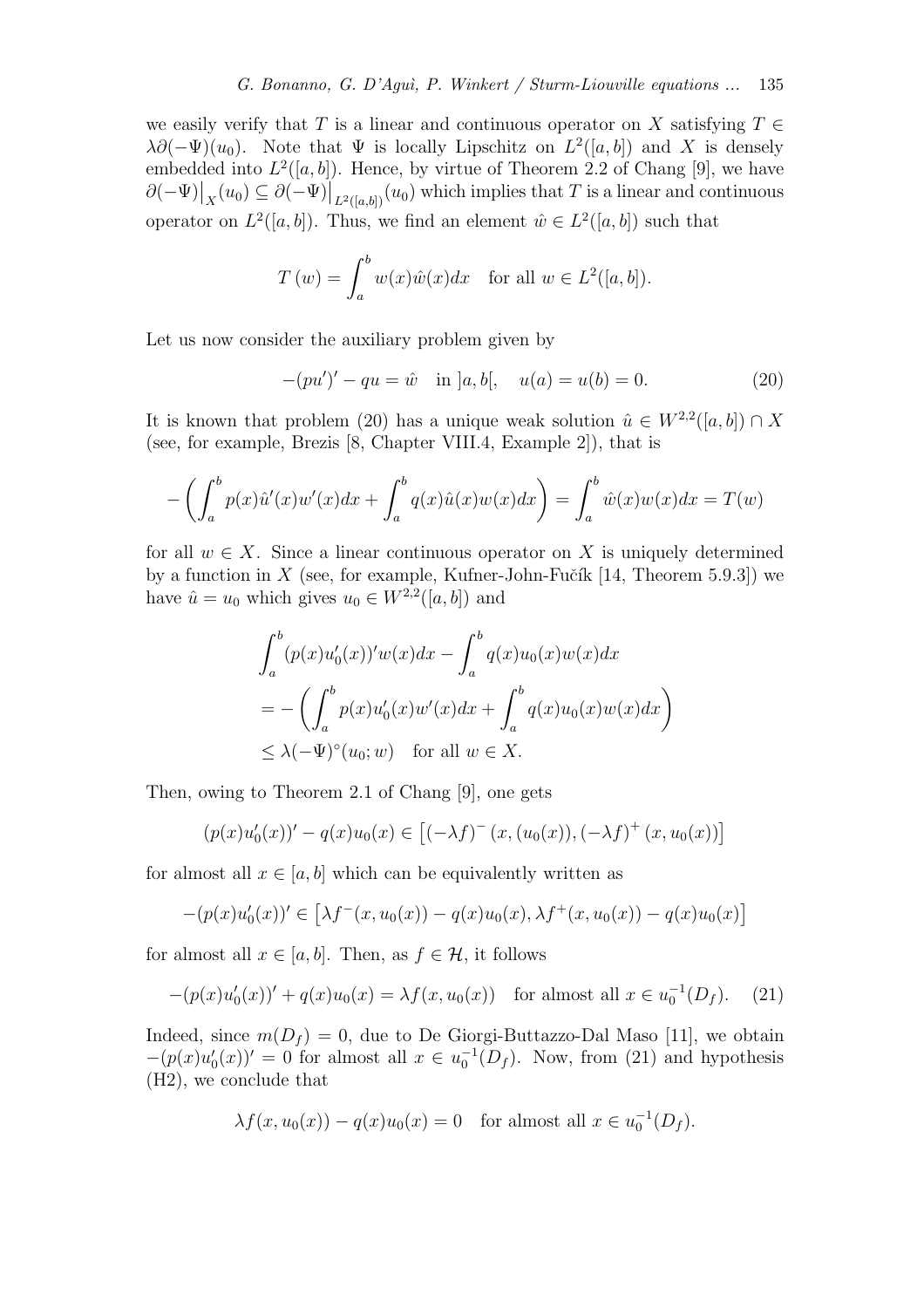we easily verify that $T$ is a linear and continuous operator on $X$ satisfying $T \in \lambda\partial(-\Psi)(u_0)$. Note that $\Psi$ is locally Lipschitz on $L^2([a,b])$ and $X$ is densely embedded into $L^2([a,b])$. Hence, by virtue of Theorem 2.2 of Chang [9], we have $\partial(-\Psi)\big|_X(u_0) \subseteq \partial(-\Psi)\big|_{L^2([a,b])}(u_0)$ which implies that $T$ is a linear and continuous operator on $L^2([a,b])$. Thus, we find an element $\hat{w} \in L^2([a,b])$ such that

$$T\left(w\right) = \int_a^b w(x)\hat{w}(x)dx \quad \text{for all } w \in L^2([a,b]).$$

Let us now consider the auxiliary problem given by

$$-(pu')' - qu = \hat{w} \quad \text{in } ]a,b[, \quad u(a) = u(b) = 0. \tag{20}$$

It is known that problem (20) has a unique weak solution $\hat{u} \in W^{2,2}([a,b]) \cap X$ (see, for example, Brezis [8, Chapter VIII.4, Example 2]), that is

$$-\left(\int_a^b p(x)\hat{u}'(x)w'(x)dx + \int_a^b q(x)\hat{u}(x)w(x)dx\right) = \int_a^b \hat{w}(x)w(x)dx = T(w)$$

for all $w \in X$. Since a linear continuous operator on $X$ is uniquely determined by a function in $X$ (see, for example, Kufner-John-Fučík [14, Theorem 5.9.3]) we have $\hat{u} = u_0$ which gives $u_0 \in W^{2,2}([a,b])$ and

$$\begin{aligned}
&\int_a^b (p(x)u_0'(x))'w(x)dx - \int_a^b q(x)u_0(x)w(x)dx \\
&= -\left(\int_a^b p(x)u_0'(x)w'(x)dx + \int_a^b q(x)u_0(x)w(x)dx\right) \\
&\leq \lambda(-\Psi)^\circ(u_0; w) \quad \text{for all } w \in X.
\end{aligned}$$

Then, owing to Theorem 2.1 of Chang [9], one gets

$$(p(x)u_0'(x))' - q(x)u_0(x) \in \left[(-\lambda f)^-\left(x,(u_0(x)),(-\lambda f)^+\left(x,u_0(x)\right)\right]\right.$$

for almost all $x \in [a,b]$ which can be equivalently written as

$$-(p(x)u_0'(x))' \in \left[\lambda f^-(x,u_0(x)) - q(x)u_0(x), \lambda f^+(x,u_0(x)) - q(x)u_0(x)\right]$$

for almost all $x \in [a,b]$. Then, as $f \in \mathcal{H}$, it follows

$$-(p(x)u_0'(x))' + q(x)u_0(x) = \lambda f(x,u_0(x)) \quad \text{for almost all } x \in u_0^{-1}(D_f). \tag{21}$$

Indeed, since $m(D_f) = 0$, due to De Giorgi-Buttazzo-Dal Maso [11], we obtain $-(p(x)u_0'(x))' = 0$ for almost all $x \in u_0^{-1}(D_f)$. Now, from (21) and hypothesis (H2), we conclude that

$$\lambda f(x,u_0(x)) - q(x)u_0(x) = 0 \quad \text{for almost all } x \in u_0^{-1}(D_f).$$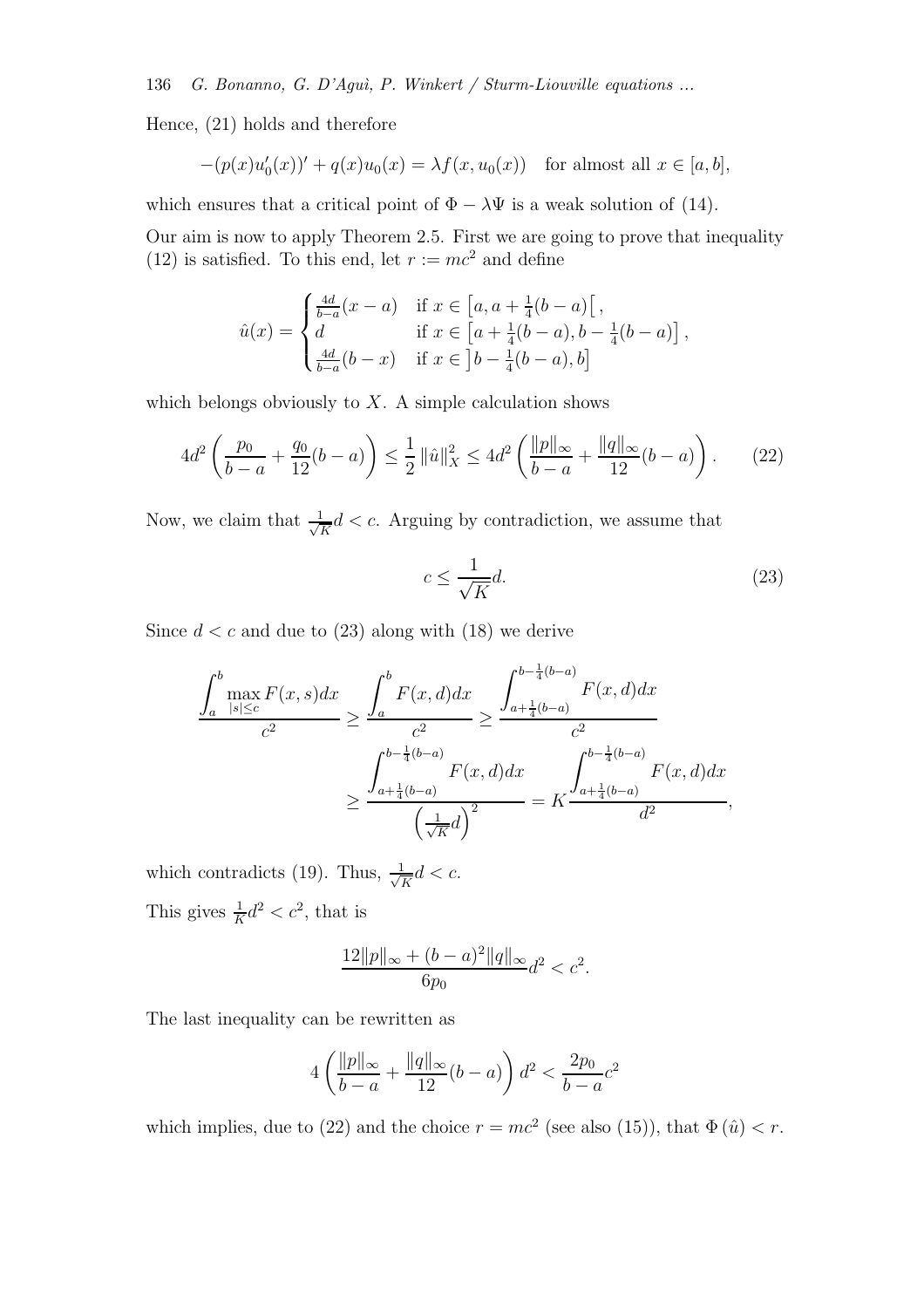Hence, (21) holds and therefore

$$-(p(x)u_0'(x))' + q(x)u_0(x) = \lambda f(x, u_0(x)) \quad \text{for almost all } x \in [a,b],$$

which ensures that a critical point of $\Phi - \lambda\Psi$ is a weak solution of (14).

Our aim is now to apply Theorem 2.5. First we are going to prove that inequality (12) is satisfied. To this end, let $r := mc^2$ and define

$$\hat{u}(x) = \begin{cases} \frac{4d}{b-a}(x-a) & \text{if } x \in \left[a, a+\frac{1}{4}(b-a)\right[, \\ d & \text{if } x \in \left[a+\frac{1}{4}(b-a), b-\frac{1}{4}(b-a)\right], \\ \frac{4d}{b-a}(b-x) & \text{if } x \in \left]b-\frac{1}{4}(b-a), b\right] \end{cases}$$

which belongs obviously to $X$. A simple calculation shows

$$4d^2\left(\frac{p_0}{b-a} + \frac{q_0}{12}(b-a)\right) \leq \frac{1}{2}\|\hat{u}\|_X^2 \leq 4d^2\left(\frac{\|p\|_\infty}{b-a} + \frac{\|q\|_\infty}{12}(b-a)\right). \tag{22}$$

Now, we claim that $\frac{1}{\sqrt{K}}d < c$. Arguing by contradiction, we assume that

$$c \leq \frac{1}{\sqrt{K}}d. \tag{23}$$

Since $d < c$ and due to (23) along with (18) we derive

$$\begin{aligned}
\frac{\displaystyle\int_a^b \max_{|s|\leq c} F(x,s)dx}{c^2} &\geq \frac{\displaystyle\int_a^b F(x,d)dx}{c^2} \geq \frac{\displaystyle\int_{a+\frac{1}{4}(b-a)}^{b-\frac{1}{4}(b-a)} F(x,d)dx}{c^2} \\
&\geq \frac{\displaystyle\int_{a+\frac{1}{4}(b-a)}^{b-\frac{1}{4}(b-a)} F(x,d)dx}{\left(\frac{1}{\sqrt{K}}d\right)^2} = K\frac{\displaystyle\int_{a+\frac{1}{4}(b-a)}^{b-\frac{1}{4}(b-a)} F(x,d)dx}{d^2},
\end{aligned}$$

which contradicts (19). Thus, $\frac{1}{\sqrt{K}}d < c$.

This gives $\frac{1}{K}d^2 < c^2$, that is

$$\frac{12\|p\|_\infty + (b-a)^2\|q\|_\infty}{6p_0}d^2 < c^2.$$

The last inequality can be rewritten as

$$4\left(\frac{\|p\|_\infty}{b-a} + \frac{\|q\|_\infty}{12}(b-a)\right)d^2 < \frac{2p_0}{b-a}c^2$$

which implies, due to (22) and the choice $r = mc^2$ (see also (15)), that $\Phi(\hat{u}) < r$.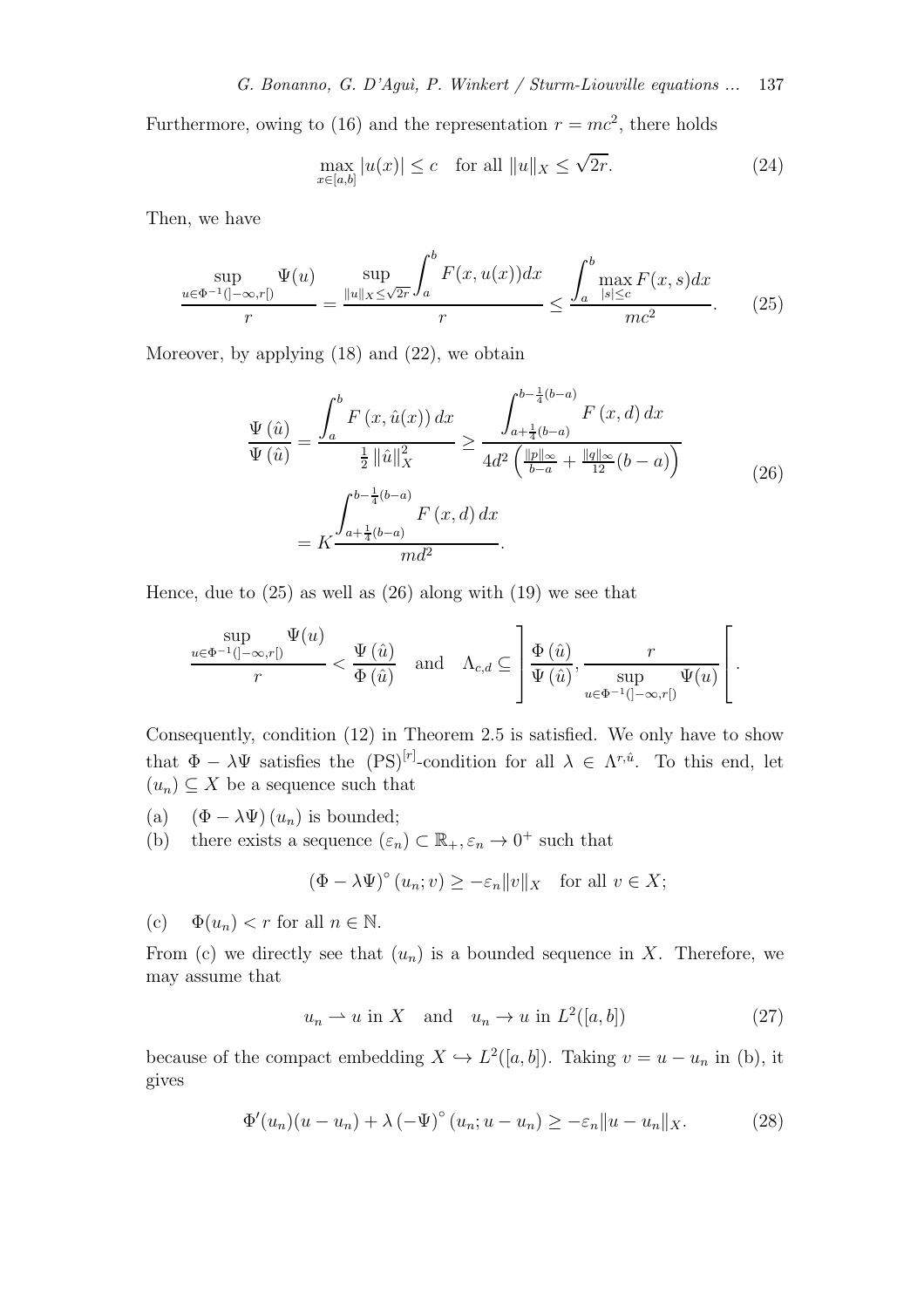Furthermore, owing to (16) and the representation $r = mc^2$, there holds

$$\max_{x\in[a,b]} |u(x)| \leq c \quad \text{for all } \|u\|_X \leq \sqrt{2r}. \tag{24}$$

Then, we have

$$\frac{\sup\limits_{u\in\Phi^{-1}(]-\infty,r[)} \Psi(u)}{r} = \frac{\sup\limits_{\|u\|_X\leq\sqrt{2r}} \displaystyle\int_a^b F(x,u(x))dx}{r} \leq \frac{\displaystyle\int_a^b \max_{|s|\leq c} F(x,s)dx}{mc^2}. \tag{25}$$

Moreover, by applying (18) and (22), we obtain

$$\begin{aligned}\frac{\Psi\left(\hat{u}\right)}{\Psi\left(\hat{u}\right)} &= \frac{\displaystyle\int_a^b F\left(x,\hat{u}(x)\right)dx}{\frac{1}{2}\left\|\hat{u}\right\|_X^2} \geq \frac{\displaystyle\int_{a+\frac{1}{4}(b-a)}^{b-\frac{1}{4}(b-a)} F\left(x,d\right)dx}{4d^2\left(\frac{\|p\|_\infty}{b-a}+\frac{\|q\|_\infty}{12}(b-a)\right)} \\ &= K\frac{\displaystyle\int_{a+\frac{1}{4}(b-a)}^{b-\frac{1}{4}(b-a)} F\left(x,d\right)dx}{md^2}.\end{aligned} \tag{26}$$

Hence, due to (25) as well as (26) along with (19) we see that

$$\frac{\sup\limits_{u\in\Phi^{-1}(]-\infty,r[)} \Psi(u)}{r} < \frac{\Psi\left(\hat{u}\right)}{\Phi\left(\hat{u}\right)} \quad \text{and} \quad \Lambda_{c,d} \subseteq \left]\frac{\Phi\left(\hat{u}\right)}{\Psi\left(\hat{u}\right)}, \frac{r}{\sup\limits_{u\in\Phi^{-1}(]-\infty,r[)} \Psi(u)}\right[.$$

Consequently, condition (12) in Theorem 2.5 is satisfied. We only have to show that $\Phi - \lambda\Psi$ satisfies the $(\mathrm{PS})^{[r]}$-condition for all $\lambda \in \Lambda^{r,\hat{u}}$. To this end, let $(u_n) \subseteq X$ be a sequence such that

(a) $(\Phi - \lambda\Psi)(u_n)$ is bounded;

(b) there exists a sequence $(\varepsilon_n) \subset \mathbb{R}_+, \varepsilon_n \to 0^+$ such that

$$(\Phi - \lambda\Psi)^\circ(u_n; v) \geq -\varepsilon_n\|v\|_X \quad \text{for all } v \in X;$$

(c) $\Phi(u_n) < r$ for all $n \in \mathbb{N}$.

From (c) we directly see that $(u_n)$ is a bounded sequence in $X$. Therefore, we may assume that

$$u_n \rightharpoonup u \text{ in } X \quad \text{and} \quad u_n \to u \text{ in } L^2([a,b]) \tag{27}$$

because of the compact embedding $X \hookrightarrow L^2([a,b])$. Taking $v = u - u_n$ in (b), it gives

$$\Phi'(u_n)(u - u_n) + \lambda\left(-\Psi\right)^\circ(u_n; u - u_n) \geq -\varepsilon_n\|u - u_n\|_X. \tag{28}$$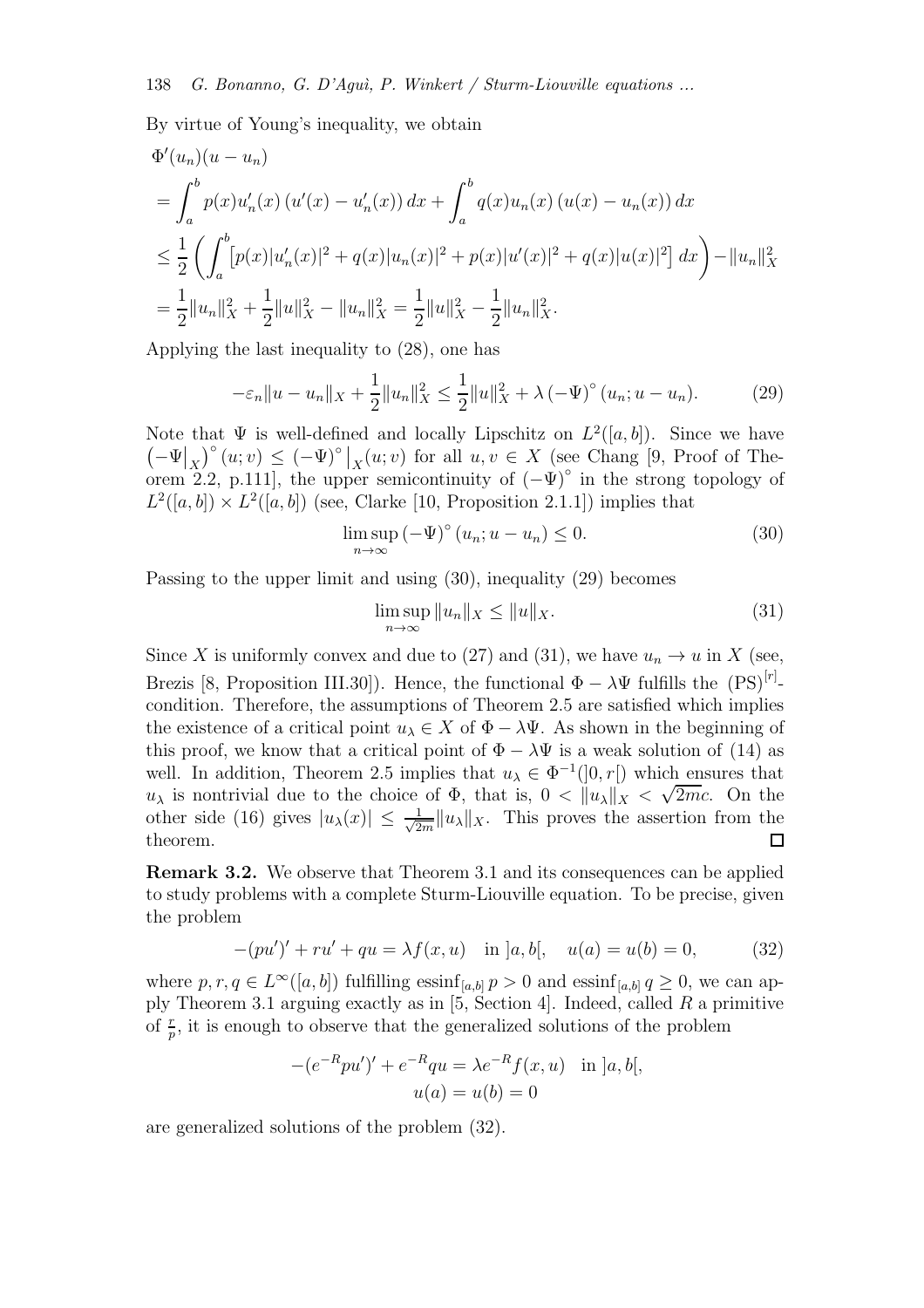By virtue of Young's inequality, we obtain

$$
\begin{aligned}
&\Phi'(u_n)(u-u_n)\\
&=\int_a^b p(x)u_n'(x)\left(u'(x)-u_n'(x)\right)dx+\int_a^b q(x)u_n(x)\left(u(x)-u_n(x)\right)dx\\
&\le \frac{1}{2}\left(\int_a^b \left[p(x)|u_n'(x)|^2+q(x)|u_n(x)|^2+p(x)|u'(x)|^2+q(x)|u(x)|^2\right]dx\right)-\|u_n\|_X^2\\
&=\frac{1}{2}\|u_n\|_X^2+\frac{1}{2}\|u\|_X^2-\|u_n\|_X^2=\frac{1}{2}\|u\|_X^2-\frac{1}{2}\|u_n\|_X^2.
\end{aligned}
$$

Applying the last inequality to (28), one has

$$
-\varepsilon_n\|u-u_n\|_X+\frac{1}{2}\|u_n\|_X^2\le \frac{1}{2}\|u\|_X^2+\lambda\left(-\Psi\right)^{\circ}(u_n;u-u_n). \tag{29}
$$

Note that $\Psi$ is well-defined and locally Lipschitz on $L^2([a,b])$. Since we have $\left(-\Psi\big|_X\right)^{\circ}(u;v)\le \left(-\Psi\right)^{\circ}\big|_X(u;v)$ for all $u,v\in X$ (see Chang [9, Proof of Theorem 2.2, p.111], the upper semicontinuity of $\left(-\Psi\right)^{\circ}$ in the strong topology of $L^2([a,b])\times L^2([a,b])$ (see, Clarke [10, Proposition 2.1.1]) implies that

$$
\limsup_{n\to\infty}\left(-\Psi\right)^{\circ}(u_n;u-u_n)\le 0. \tag{30}
$$

Passing to the upper limit and using (30), inequality (29) becomes

$$
\limsup_{n\to\infty}\|u_n\|_X\le \|u\|_X. \tag{31}
$$

Since $X$ is uniformly convex and due to (27) and (31), we have $u_n\to u$ in $X$ (see, Brezis [8, Proposition III.30]). Hence, the functional $\Phi-\lambda\Psi$ fulfills the $(\mathrm{PS})^{[r]}$-condition. Therefore, the assumptions of Theorem 2.5 are satisfied which implies the existence of a critical point $u_\lambda\in X$ of $\Phi-\lambda\Psi$. As shown in the beginning of this proof, we know that a critical point of $\Phi-\lambda\Psi$ is a weak solution of (14) as well. In addition, Theorem 2.5 implies that $u_\lambda\in\Phi^{-1}(]0,r[)$ which ensures that $u_\lambda$ is nontrivial due to the choice of $\Phi$, that is, $0<\|u_\lambda\|_X<\sqrt{2m}c$. On the other side (16) gives $|u_\lambda(x)|\le \frac{1}{\sqrt{2m}}\|u_\lambda\|_X$. This proves the assertion from the theorem. $\square$

**Remark 3.2.** We observe that Theorem 3.1 and its consequences can be applied to study problems with a complete Sturm-Liouville equation. To be precise, given the problem

$$
-(pu')'+ru'+qu=\lambda f(x,u)\quad\text{in }]a,b[,\quad u(a)=u(b)=0, \tag{32}
$$

where $p,r,q\in L^\infty([a,b])$ fulfilling $\operatorname{essinf}_{[a,b]}p>0$ and $\operatorname{essinf}_{[a,b]}q\ge 0$, we can apply Theorem 3.1 arguing exactly as in [5, Section 4]. Indeed, called $R$ a primitive of $\frac{r}{p}$, it is enough to observe that the generalized solutions of the problem

$$
\begin{gathered}
-(e^{-R}pu')'+e^{-R}qu=\lambda e^{-R}f(x,u)\quad\text{in }]a,b[,\\
u(a)=u(b)=0
\end{gathered}
$$

are generalized solutions of the problem (32).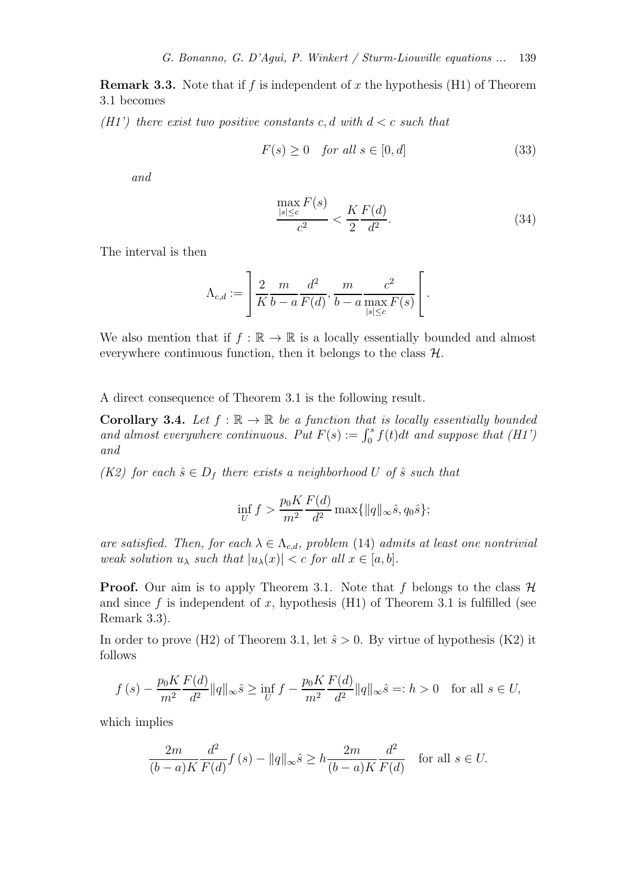**Remark 3.3.** Note that if $f$ is independent of $x$ the hypothesis (H1) of Theorem 3.1 becomes

*(H1') there exist two positive constants $c, d$ with $d < c$ such that*

$$F(s) \geq 0 \quad \text{for all } s \in [0, d] \tag{33}$$

*and*

$$\frac{\max\limits_{|s| \leq c} F(s)}{c^2} < \frac{K}{2} \frac{F(d)}{d^2}. \tag{34}$$

The interval is then

$$\Lambda_{c,d} := \left] \frac{2}{K} \frac{m}{b-a} \frac{d^2}{F(d)}, \frac{m}{b-a} \frac{c^2}{\max\limits_{|s| \leq c} F(s)} \right[.$$

We also mention that if $f : \mathbb{R} \to \mathbb{R}$ is a locally essentially bounded and almost everywhere continuous function, then it belongs to the class $\mathcal{H}$.

A direct consequence of Theorem 3.1 is the following result.

**Corollary 3.4.** *Let $f : \mathbb{R} \to \mathbb{R}$ be a function that is locally essentially bounded and almost everywhere continuous. Put $F(s) := \int_0^s f(t)dt$ and suppose that (H1') and*

*(K2) for each $\hat{s} \in D_f$ there exists a neighborhood $U$ of $\hat{s}$ such that*

$$\inf_U f > \frac{p_0 K}{m^2} \frac{F(d)}{d^2} \max\{\|q\|_\infty \hat{s}, q_0 \hat{s}\};$$

*are satisfied. Then, for each $\lambda \in \Lambda_{c,d}$, problem* (14) *admits at least one nontrivial weak solution $u_\lambda$ such that $|u_\lambda(x)| < c$ for all $x \in [a, b]$.*

**Proof.** Our aim is to apply Theorem 3.1. Note that $f$ belongs to the class $\mathcal{H}$ and since $f$ is independent of $x$, hypothesis (H1) of Theorem 3.1 is fulfilled (see Remark 3.3).

In order to prove (H2) of Theorem 3.1, let $\hat{s} > 0$. By virtue of hypothesis (K2) it follows

$$f(s) - \frac{p_0 K}{m^2} \frac{F(d)}{d^2} \|q\|_\infty \hat{s} \geq \inf_U f - \frac{p_0 K}{m^2} \frac{F(d)}{d^2} \|q\|_\infty \hat{s} =: h > 0 \quad \text{for all } s \in U,$$

which implies

$$\frac{2m}{(b-a)K} \frac{d^2}{F(d)} f(s) - \|q\|_\infty \hat{s} \geq h \frac{2m}{(b-a)K} \frac{d^2}{F(d)} \quad \text{for all } s \in U.$$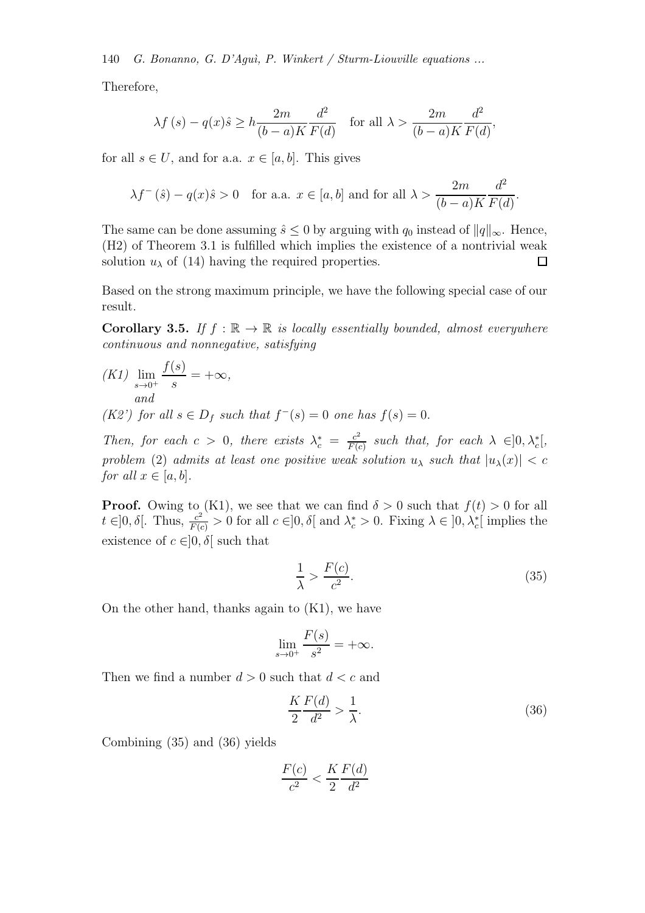Therefore,

$$\lambda f(s) - q(x)\hat{s} \geq h \frac{2m}{(b-a)K} \frac{d^2}{F(d)} \quad \text{for all } \lambda > \frac{2m}{(b-a)K} \frac{d^2}{F(d)},$$

for all $s \in U$, and for a.a. $x \in [a, b]$. This gives

$$\lambda f^-(\hat{s}) - q(x)\hat{s} > 0 \quad \text{for a.a. } x \in [a, b] \text{ and for all } \lambda > \frac{2m}{(b-a)K} \frac{d^2}{F(d)}.$$

The same can be done assuming $\hat{s} \leq 0$ by arguing with $q_0$ instead of $\|q\|_\infty$. Hence, (H2) of Theorem 3.1 is fulfilled which implies the existence of a nontrivial weak solution $u_\lambda$ of (14) having the required properties. $\square$

Based on the strong maximum principle, we have the following special case of our result.

**Corollary 3.5.** *If $f : \mathbb{R} \to \mathbb{R}$ is locally essentially bounded, almost everywhere continuous and nonnegative, satisfying*

*(K1)* $\displaystyle\lim_{s \to 0^+} \frac{f(s)}{s} = +\infty,$ *and*

*(K2') for all $s \in D_f$ such that $f^-(s) = 0$ one has $f(s) = 0$.*

*Then, for each $c > 0$, there exists $\lambda_c^* = \frac{c^2}{F(c)}$ such that, for each $\lambda \in ]0, \lambda_c^*[$, problem (2) admits at least one positive weak solution $u_\lambda$ such that $|u_\lambda(x)| < c$ for all $x \in [a, b]$.*

**Proof.** Owing to (K1), we see that we can find $\delta > 0$ such that $f(t) > 0$ for all $t \in ]0, \delta[$. Thus, $\frac{c^2}{F(c)} > 0$ for all $c \in ]0, \delta[$ and $\lambda_c^* > 0$. Fixing $\lambda \in ]0, \lambda_c^*[$ implies the existence of $c \in ]0, \delta[$ such that

$$\frac{1}{\lambda} > \frac{F(c)}{c^2}. \tag{35}$$

On the other hand, thanks again to (K1), we have

$$\lim_{s \to 0^+} \frac{F(s)}{s^2} = +\infty.$$

Then we find a number $d > 0$ such that $d < c$ and

$$\frac{K}{2} \frac{F(d)}{d^2} > \frac{1}{\lambda}. \tag{36}$$

Combining (35) and (36) yields

$$\frac{F(c)}{c^2} < \frac{K}{2} \frac{F(d)}{d^2}$$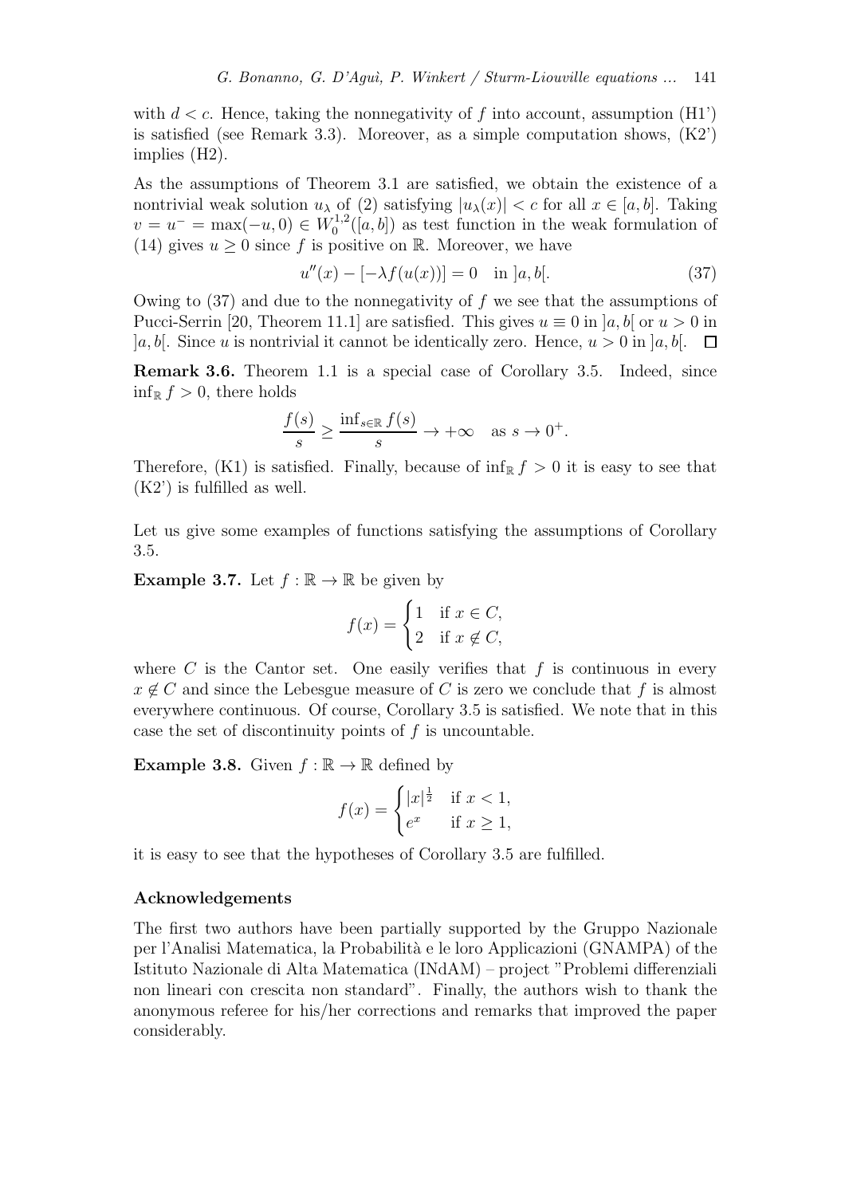with $d < c$. Hence, taking the nonnegativity of $f$ into account, assumption (H1') is satisfied (see Remark 3.3). Moreover, as a simple computation shows, (K2') implies (H2).

As the assumptions of Theorem 3.1 are satisfied, we obtain the existence of a nontrivial weak solution $u_\lambda$ of (2) satisfying $|u_\lambda(x)| < c$ for all $x \in [a, b]$. Taking $v = u^- = \max(-u, 0) \in W_0^{1,2}([a, b])$ as test function in the weak formulation of (14) gives $u \geq 0$ since $f$ is positive on $\mathbb{R}$. Moreover, we have

$$u''(x) - [-\lambda f(u(x))] = 0 \quad \text{in } ]a, b[. \tag{37}$$

Owing to (37) and due to the nonnegativity of $f$ we see that the assumptions of Pucci-Serrin [20, Theorem 11.1] are satisfied. This gives $u \equiv 0$ in $]a, b[$ or $u > 0$ in $]a, b[$. Since $u$ is nontrivial it cannot be identically zero. Hence, $u > 0$ in $]a, b[$. $\square$

**Remark 3.6.** Theorem 1.1 is a special case of Corollary 3.5. Indeed, since $\inf_{\mathbb{R}} f > 0$, there holds

$$\frac{f(s)}{s} \geq \frac{\inf_{s \in \mathbb{R}} f(s)}{s} \to +\infty \quad \text{as } s \to 0^+.$$

Therefore, (K1) is satisfied. Finally, because of $\inf_{\mathbb{R}} f > 0$ it is easy to see that (K2') is fulfilled as well.

Let us give some examples of functions satisfying the assumptions of Corollary 3.5.

**Example 3.7.** Let $f : \mathbb{R} \to \mathbb{R}$ be given by

$$f(x) = \begin{cases} 1 & \text{if } x \in C, \\ 2 & \text{if } x \notin C, \end{cases}$$

where $C$ is the Cantor set. One easily verifies that $f$ is continuous in every $x \notin C$ and since the Lebesgue measure of $C$ is zero we conclude that $f$ is almost everywhere continuous. Of course, Corollary 3.5 is satisfied. We note that in this case the set of discontinuity points of $f$ is uncountable.

**Example 3.8.** Given $f : \mathbb{R} \to \mathbb{R}$ defined by

$$f(x) = \begin{cases} |x|^{\frac{1}{2}} & \text{if } x < 1, \\ e^x & \text{if } x \geq 1, \end{cases}$$

it is easy to see that the hypotheses of Corollary 3.5 are fulfilled.

### Acknowledgements

The first two authors have been partially supported by the Gruppo Nazionale per l'Analisi Matematica, la Probabilità e le loro Applicazioni (GNAMPA) of the Istituto Nazionale di Alta Matematica (INdAM) – project "Problemi differenziali non lineari con crescita non standard". Finally, the authors wish to thank the anonymous referee for his/her corrections and remarks that improved the paper considerably.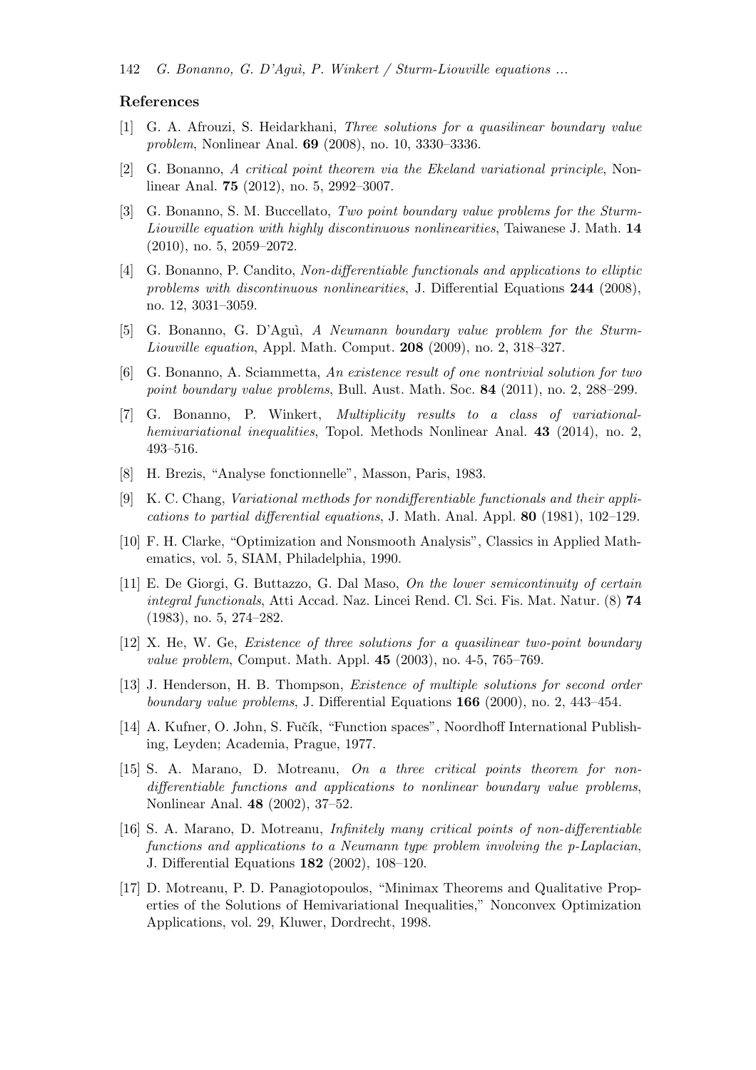## References

[1] G. A. Afrouzi, S. Heidarkhani, *Three solutions for a quasilinear boundary value problem*, Nonlinear Anal. **69** (2008), no. 10, 3330–3336.

[2] G. Bonanno, *A critical point theorem via the Ekeland variational principle*, Nonlinear Anal. **75** (2012), no. 5, 2992–3007.

[3] G. Bonanno, S. M. Buccellato, *Two point boundary value problems for the Sturm-Liouville equation with highly discontinuous nonlinearities*, Taiwanese J. Math. **14** (2010), no. 5, 2059–2072.

[4] G. Bonanno, P. Candito, *Non-differentiable functionals and applications to elliptic problems with discontinuous nonlinearities*, J. Differential Equations **244** (2008), no. 12, 3031–3059.

[5] G. Bonanno, G. D'Aguì, *A Neumann boundary value problem for the Sturm-Liouville equation*, Appl. Math. Comput. **208** (2009), no. 2, 318–327.

[6] G. Bonanno, A. Sciammetta, *An existence result of one nontrivial solution for two point boundary value problems*, Bull. Aust. Math. Soc. **84** (2011), no. 2, 288–299.

[7] G. Bonanno, P. Winkert, *Multiplicity results to a class of variational-hemivariational inequalities*, Topol. Methods Nonlinear Anal. **43** (2014), no. 2, 493–516.

[8] H. Brezis, "Analyse fonctionnelle", Masson, Paris, 1983.

[9] K. C. Chang, *Variational methods for nondifferentiable functionals and their applications to partial differential equations*, J. Math. Anal. Appl. **80** (1981), 102–129.

[10] F. H. Clarke, "Optimization and Nonsmooth Analysis", Classics in Applied Mathematics, vol. 5, SIAM, Philadelphia, 1990.

[11] E. De Giorgi, G. Buttazzo, G. Dal Maso, *On the lower semicontinuity of certain integral functionals*, Atti Accad. Naz. Lincei Rend. Cl. Sci. Fis. Mat. Natur. (8) **74** (1983), no. 5, 274–282.

[12] X. He, W. Ge, *Existence of three solutions for a quasilinear two-point boundary value problem*, Comput. Math. Appl. **45** (2003), no. 4-5, 765–769.

[13] J. Henderson, H. B. Thompson, *Existence of multiple solutions for second order boundary value problems*, J. Differential Equations **166** (2000), no. 2, 443–454.

[14] A. Kufner, O. John, S. Fučík, "Function spaces", Noordhoff International Publishing, Leyden; Academia, Prague, 1977.

[15] S. A. Marano, D. Motreanu, *On a three critical points theorem for non-differentiable functions and applications to nonlinear boundary value problems*, Nonlinear Anal. **48** (2002), 37–52.

[16] S. A. Marano, D. Motreanu, *Infinitely many critical points of non-differentiable functions and applications to a Neumann type problem involving the p-Laplacian*, J. Differential Equations **182** (2002), 108–120.

[17] D. Motreanu, P. D. Panagiotopoulos, "Minimax Theorems and Qualitative Properties of the Solutions of Hemivariational Inequalities," Nonconvex Optimization Applications, vol. 29, Kluwer, Dordrecht, 1998.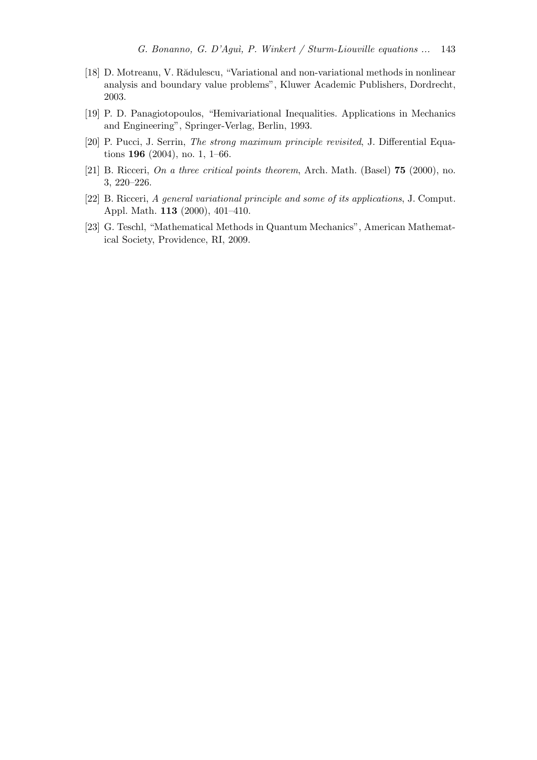[18] D. Motreanu, V. Rădulescu, "Variational and non-variational methods in nonlinear analysis and boundary value problems", Kluwer Academic Publishers, Dordrecht, 2003.

[19] P. D. Panagiotopoulos, "Hemivariational Inequalities. Applications in Mechanics and Engineering", Springer-Verlag, Berlin, 1993.

[20] P. Pucci, J. Serrin, *The strong maximum principle revisited*, J. Differential Equations **196** (2004), no. 1, 1–66.

[21] B. Ricceri, *On a three critical points theorem*, Arch. Math. (Basel) **75** (2000), no. 3, 220–226.

[22] B. Ricceri, *A general variational principle and some of its applications*, J. Comput. Appl. Math. **113** (2000), 401–410.

[23] G. Teschl, "Mathematical Methods in Quantum Mechanics", American Mathematical Society, Providence, RI, 2009.